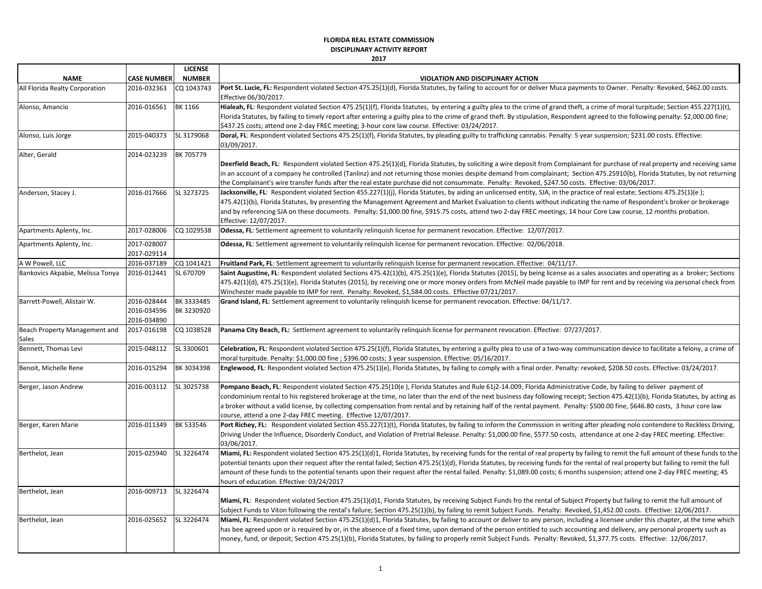**FLORIDA REAL ESTATE COMMISSION**
**DISCIPLINARY ACTIVITY REPORT**
**2017**

| NAME | CASE NUMBER | LICENSE NUMBER | VIOLATION AND DISCIPLINARY ACTION |
|---|---|---|---|
| All Florida Realty Corporation | 2016-032363 | CQ 1043743 | **Port St. Lucie, FL:** Respondent violated Section 475.25(1)(d), Florida Statutes, by failing to account for or deliver Muca payments to Owner. Penalty: Revoked, $462.00 costs. Effective 06/30/2017. |
| Alonso, Amancio | 2016-016561 | BK 1166 | **Hialeah, FL**: Respondent violated Section 475.25(1)(f), Florida Statutes, by entering a guilty plea to the crime of grand theft, a crime of moral turpitude; Section 455.227(1)(t), Florida Statutes, by failing to timely report after entering a guilty plea to the crime of grand theft. By stipulation, Respondent agreed to the following penalty: $2,000.00 fine; $437.25 costs; attend one 2-day FREC meeting; 3-hour core law course. Effective: 03/24/2017. |
| Alonso, Luis Jorge | 2015-040373 | SL 3179068 | **Doral, FL**: Respondent violated Sections 475.25(1)(f), Florida Statutes, by pleading guilty to trafficking cannabis. Penalty: 5 year suspension; $231.00 costs. Effective: 03/09/2017. |
| Alter, Gerald | 2014-023239 | BK 705779 | **Deerfield Beach, FL**: Respondent violated Section 475.25(1)(d), Florida Statutes, by soliciting a wire deposit from Complainant for purchase of real property and receiving same in an account of a company he controlled (Tanlinz) and not returning those monies despite demand from complainant; Section 475.25910(b), Florida Statutes, by not returning the Complainant's wire transfer funds after the real estate purchase did not consummate. Penalty: Revoked, $247.50 costs. Effective: 03/06/2017. |
| Anderson, Stacey J. | 2016-017666 | SL 3273725 | **Jacksonville, FL**: Respondent violated Section 455.227(1)(j), Florida Statutes, by aiding an unlicensed entity, SJA, in the practice of real estate; Sections 475.25(1)(e ); 475.42(1)(b), Florida Statutes, by presenting the Management Agreement and Market Evaluation to clients without indicating the name of Respondent's broker or brokerage and by referencing SJA on these documents. Penalty: $1,000.00 fine, $915.75 costs, attend two 2-day FREC meetings, 14 hour Core Law course, 12 months probation. Effective: 12/07/2017. |
| Apartments Aplenty, Inc. | 2017-028006 | CQ 1029538 | **Odessa, FL**: Settlement agreement to voluntarily relinquish license for permanent revocation. Effective: 12/07/2017. |
| Apartments Aplenty, Inc. | 2017-028007<br>2017-029114 | | **Odessa, FL**: Settlement agreement to voluntarily relinquish license for permanent revocation. Effective: 02/06/2018. |
| A W Powell, LLC | 2016-037189 | CQ 1041421 | **Fruitland Park, FL**: Settlement agreement to voluntarily relinquish license for permanent revocation. Effective: 04/11/17. |
| Bankovics Akpabie, Melissa Tonya | 2016-012441 | SL 670709 | **Saint Augustine, FL**: Respondent violated Sections 475.42(1)(b), 475.25(1)(e), Florida Statutes (2015), by being license as a sales associates and operating as a broker; Sections 475.42(1)(d), 475.25(1)(e), Florida Statutes (2015), by receiving one or more money orders from McNeil made payable to IMP for rent and by receiving via personal check from Winchester made payable to IMP for rent. Penalty: Revoked, $1,584.00 costs. Effective 07/21/2017. |
| Barrett-Powell, Alistair W. | 2016-028444<br>2016-034596<br>2016-034890 | BK 3333485<br>BK 3230920 | **Grand Island, FL**: Settlement agreement to voluntarily relinquish license for permanent revocation. Effective: 04/11/17. |
| Beach Property Management and Sales | 2017-016198 | CQ 1038528 | **Panama City Beach, FL:** Settlement agreement to voluntarily relinquish license for permanent revocation. Effective: 07/27/2017. |
| Bennett, Thomas Levi | 2015-048112 | SL 3300601 | **Celebration, FL**: Respondent violated Section 475.25(1)(f), Florida Statutes, by entering a guilty plea to use of a two-way communication device to facilitate a felony, a crime of moral turpitude. Penalty: $1,000.00 fine ; $396.00 costs; 3 year suspension. Effective: 05/16/2017. |
| Benoit, Michelle Rene | 2016-015294 | BK 3034398 | **Englewood, FL**: Respondent violated Section 475.25(1)(e), Florida Statutes, by failing to comply with a final order. Penalty: revoked, $208.50 costs. Effective: 03/24/2017. |
| Berger, Jason Andrew | 2016-003112 | SL 3025738 | **Pompano Beach, FL**: Respondent violated Section 475.25(10(e ), Florida Statutes and Rule 61j2-14.009, Florida Administrative Code, by failing to deliver payment of condominium rental to his registered brokerage at the time, no later than the end of the next business day following receipt; Section 475.42(1)(b), Florida Statutes, by acting as a broker without a valid license, by collecting compensation from rental and by retaining half of the rental payment. Penalty: $500.00 fine, $646.80 costs, 3 hour core law course, attend a one 2-day FREC meeting. Effective 12/07/2017. |
| Berger, Karen Marie | 2016-011349 | BK 533546 | **Port Richey, FL:** Respondent violated Section 455.227(1)(t), Florida Statutes, by failing to inform the Commission in writing after pleading nolo contendere to Reckless Driving, Driving Under the Influence, Disorderly Conduct, and Violation of Pretrial Release. Penalty: $1,000.00 fine, $577.50 costs, attendance at one 2-day FREC meeting. Effective: 03/06/2017. |
| Berthelot, Jean | 2015-025940 | SL 3226474 | **Miami, FL:** Respondent violated Section 475.25(1)(d)1, Florida Statutes, by receiving funds for the rental of real property by failing to remit the full amount of these funds to the potential tenants upon their request after the rental failed; Section 475.25(1)(d), Florida Statutes, by receiving funds for the rental of real property but failing to remit the full amount of these funds to the potential tenants upon their request after the rental failed. Penalty: $1,089.00 costs; 6 months suspension; attend one 2-day FREC meeting; 45 hours of education. Effective: 03/24/2017 |
| Berthelot, Jean | 2016-009713 | SL 3226474 | **Miami, FL**: Respondent violated Section 475.25(1)(d)1, Florida Statutes, by receiving Subject Funds fro the rental of Subject Property but failing to remit the full amount of Subject Funds to Viton following the rental's failure; Section 475.25(1)(b), by failing to remit Subject Funds. Penalty: Revoked, $1,452.00 costs. Effective: 12/06/2017. |
| Berthelot, Jean | 2016-025652 | SL 3226474 | **Miami, FL**: Respondent violated Section 475.25(1)(d)1, Florida Statutes, by failing to account or deliver to any person, including a licensee under this chapter, at the time which has been agreed upon or is required by or, in the absence of a fixed time, upon demand of the person entitled to such accounting and delivery, any personal property such as money, fund, or deposit; Section 475.25(1)(b), Florida Statutes, by failing to properly remit Subject Funds. Penalty: Revoked, $1,377.75 costs. Effective: 12/06/2017. |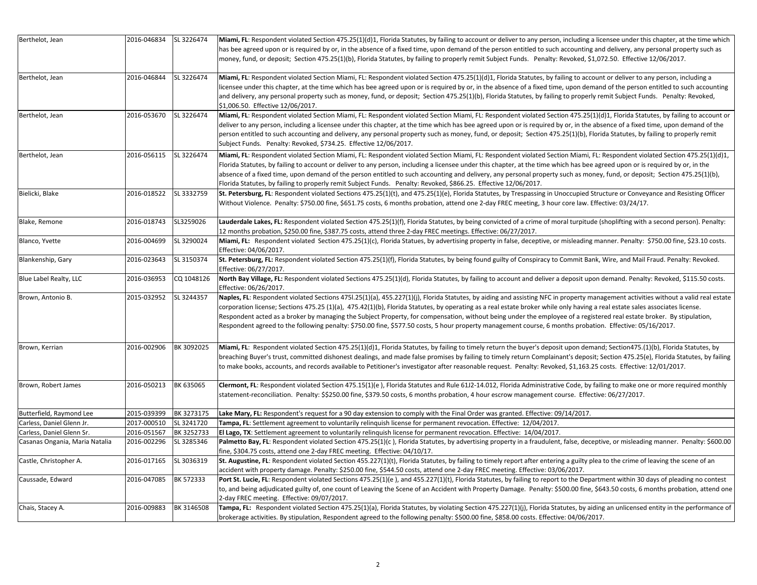| Berthelot, Jean | 2016-046834 | SL 3226474 | **Miami, FL**: Respondent violated Section 475.25(1)(d)1, Florida Statutes, by failing to account or deliver to any person, including a licensee under this chapter, at the time which has bee agreed upon or is required by or, in the absence of a fixed time, upon demand of the person entitled to such accounting and delivery, any personal property such as money, fund, or deposit; Section 475.25(1)(b), Florida Statutes, by failing to properly remit Subject Funds. Penalty: Revoked, $1,072.50. Effective 12/06/2017. |
|---|---|---|---|
| Berthelot, Jean | 2016-046844 | SL 3226474 | **Miami, FL**: Respondent violated Section Miami, FL: Respondent violated Section 475.25(1)(d)1, Florida Statutes, by failing to account or deliver to any person, including a licensee under this chapter, at the time which has bee agreed upon or is required by or, in the absence of a fixed time, upon demand of the person entitled to such accounting and delivery, any personal property such as money, fund, or deposit; Section 475.25(1)(b), Florida Statutes, by failing to properly remit Subject Funds. Penalty: Revoked, $1,006.50. Effective 12/06/2017. |
| Berthelot, Jean | 2016-053670 | SL 3226474 | **Miami, FL**: Respondent violated Section Miami, FL: Respondent violated Section Miami, FL: Respondent violated Section 475.25(1)(d)1, Florida Statutes, by failing to account or deliver to any person, including a licensee under this chapter, at the time which has bee agreed upon or is required by or, in the absence of a fixed time, upon demand of the person entitled to such accounting and delivery, any personal property such as money, fund, or deposit; Section 475.25(1)(b), Florida Statutes, by failing to properly remit Subject Funds. Penalty: Revoked, $734.25. Effective 12/06/2017. |
| Berthelot, Jean | 2016-056115 | SL 3226474 | **Miami, FL**: Respondent violated Section Miami, FL: Respondent violated Section Miami, FL: Respondent violated Section Miami, FL: Respondent violated Section 475.25(1)(d)1, Florida Statutes, by failing to account or deliver to any person, including a licensee under this chapter, at the time which has bee agreed upon or is required by or, in the absence of a fixed time, upon demand of the person entitled to such accounting and delivery, any personal property such as money, fund, or deposit; Section 475.25(1)(b), Florida Statutes, by failing to properly remit Subject Funds. Penalty: Revoked, $866.25. Effective 12/06/2017. |
| Bielicki, Blake | 2016-018522 | SL 3332759 | **St. Petersburg, FL**: Respondent violated Sections 475.25(1)(t), and 475.25(1)(e), Florida Statutes, by Trespassing in Unoccupied Structure or Conveyance and Resisting Officer Without Violence. Penalty: $750.00 fine, $651.75 costs, 6 months probation, attend one 2-day FREC meeting, 3 hour core law. Effective: 03/24/17. |
| Blake, Remone | 2016-018743 | SL3259026 | **Lauderdale Lakes, FL:** Respondent violated Section 475.25(1)(f), Florida Statutes, by being convicted of a crime of moral turpitude (shoplifting with a second person). Penalty: 12 months probation, $250.00 fine, $387.75 costs, attend three 2-day FREC meetings. Effective: 06/27/2017. |
| Blanco, Yvette | 2016-004699 | SL 3290024 | **Miami, FL:** Respondent violated Section 475.25(1)(c), Florida Statues, by advertising property in false, deceptive, or misleading manner. Penalty: $750.00 fine, $23.10 costs. Effective: 04/06/2017. |
| Blankenship, Gary | 2016-023643 | SL 3150374 | **St. Petersburg, FL:** Respondent violated Section 475.25(1)(f), Florida Statutes, by being found guilty of Conspiracy to Commit Bank, Wire, and Mail Fraud. Penalty: Revoked. Effective: 06/27/2017. |
| Blue Label Realty, LLC | 2016-036953 | CQ 1048126 | **North Bay Village, FL:** Respondent violated Sections 475.25(1)(d), Florida Statutes, by failing to account and deliver a deposit upon demand. Penalty: Revoked, $115.50 costs. Effective: 06/26/2017. |
| Brown, Antonio B. | 2015-032952 | SL 3244357 | **Naples, FL**: Respondent violated Sections 475l.25(1)(a), 455.227(1)(j), Florida Statutes, by aiding and assisting NFC in property management activities without a valid real estate corporation license; Sections 475.25 (1)(a), 475.42(1)(b), Florida Statutes, by operating as a real estate broker while only having a real estate sales associates license. Respondent acted as a broker by managing the Subject Property, for compensation, without being under the employee of a registered real estate broker. By stipulation, Respondent agreed to the following penalty: $750.00 fine, $577.50 costs, 5 hour property management course, 6 months probation. Effective: 05/16/2017. |
| Brown, Kerrian | 2016-002906 | BK 3092025 | **Miami, FL**: Respondent violated Section 475.25(1)(d)1, Florida Statutes, by failing to timely return the buyer's deposit upon demand; Section475.(1)(b), Florida Statutes, by breaching Buyer's trust, committed dishonest dealings, and made false promises by failing to timely return Complainant's deposit; Section 475.25(e), Florida Statutes, by failing to make books, accounts, and records available to Petitioner's investigator after reasonable request. Penalty: Revoked, $1,163.25 costs. Effective: 12/01/2017. |
| Brown, Robert James | 2016-050213 | BK 635065 | **Clermont, FL**: Respondent violated Section 475.15(1)(e ), Florida Statutes and Rule 61J2-14.012, Florida Administrative Code, by failing to make one or more required monthly statement-reconciliation. Penalty: $$250.00 fine, $379.50 costs, 6 months probation, 4 hour escrow management course. Effective: 06/27/2017. |
| Butterfield, Raymond Lee | 2015-039399 | BK 3273175 | **Lake Mary, FL:** Respondent's request for a 90 day extension to comply with the Final Order was granted. Effective: 09/14/2017. |
| Carless, Daniel Glenn Jr. | 2017-000510 | SL 3241720 | **Tampa, FL**: Settlement agreement to voluntarily relinquish license for permanent revocation. Effective: 12/04/2017. |
| Carless, Daniel Glenn Sr. | 2016-051567 | BK 3252733 | **El Lago, TX**: Settlement agreement to voluntarily relinquish license for permanent revocation. Effective: 14/04/2017. |
| Casanas Ongania, Maria Natalia | 2016-002296 | SL 3285346 | **Palmetto Bay, FL**: Respondent violated Section 475.25(1)(c ), Florida Statutes, by advertising property in a fraudulent, false, deceptive, or misleading manner. Penalty: $600.00 fine, $304.75 costs, attend one 2-day FREC meeting. Effective: 04/10/17. |
| Castle, Christopher A. | 2016-017165 | SL 3036319 | **St. Augustine, FL**: Respondent violated Section 455.227(1)(t), Florida Statutes, by failing to timely report after entering a guilty plea to the crime of leaving the scene of an accident with property damage. Penalty: $250.00 fine, $544.50 costs, attend one 2-day FREC meeting. Effective: 03/06/2017. |
| Caussade, Edward | 2016-047085 | BK 572333 | **Port St. Lucie, FL**: Respondent violated Sections 475.25(1)(e ), and 455.227(1)(t), Florida Statutes, by failing to report to the Department within 30 days of pleading no contest to, and being adjudicated guilty of, one count of Leaving the Scene of an Accident with Property Damage. Penalty: $500.00 fine, $643.50 costs, 6 months probation, attend one 2-day FREC meeting. Effective: 09/07/2017. |
| Chais, Stacey A. | 2016-009883 | BK 3146508 | **Tampa, FL:** Respondent violated Section 475.25(1)(a), Florida Statutes, by violating Section 475.227(1)(j), Florida Statutes, by aiding an unlicensed entity in the performance of brokerage activities. By stipulation, Respondent agreed to the following penalty: $500.00 fine, $858.00 costs. Effective: 04/06/2017. |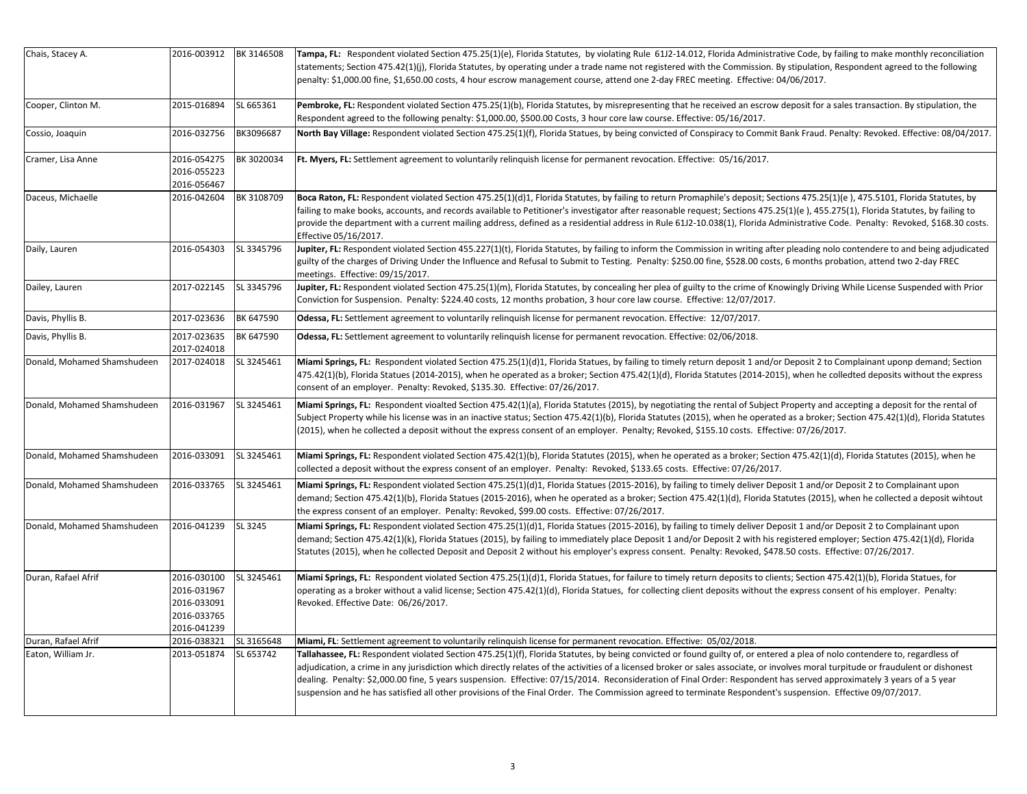| | | | |
|---|---|---|---|
| Chais, Stacey A. | 2016-003912 | BK 3146508 | **Tampa, FL:** Respondent violated Section 475.25(1)(e), Florida Statutes, by violating Rule 61J2-14.012, Florida Administrative Code, by failing to make monthly reconciliation statements; Section 475.42(1)(j), Florida Statutes, by operating under a trade name not registered with the Commission. By stipulation, Respondent agreed to the following penalty: $1,000.00 fine, $1,650.00 costs, 4 hour escrow management course, attend one 2-day FREC meeting. Effective: 04/06/2017. |
| Cooper, Clinton M. | 2015-016894 | SL 665361 | **Pembroke, FL:** Respondent violated Section 475.25(1)(b), Florida Statutes, by misrepresenting that he received an escrow deposit for a sales transaction. By stipulation, the Respondent agreed to the following penalty: $1,000.00, $500.00 Costs, 3 hour core law course. Effective: 05/16/2017. |
| Cossio, Joaquin | 2016-032756 | BK3096687 | **North Bay Village:** Respondent violated Section 475.25(1)(f), Florida Statues, by being convicted of Conspiracy to Commit Bank Fraud. Penalty: Revoked. Effective: 08/04/2017. |
| Cramer, Lisa Anne | 2016-054275<br>2016-055223<br>2016-056467 | BK 3020034 | **Ft. Myers, FL:** Settlement agreement to voluntarily relinquish license for permanent revocation. Effective: 05/16/2017. |
| Daceus, Michaelle | 2016-042604 | BK 3108709 | **Boca Raton, FL:** Respondent violated Section 475.25(1)(d)1, Florida Statutes, by failing to return Promaphile's deposit; Sections 475.25(1)(e ), 475.5101, Florida Statutes, by failing to make books, accounts, and records available to Petitioner's investigator after reasonable request; Sections 475.25(1)(e ), 455.275(1), Florida Statutes, by failing to provide the department with a current mailing address, defined as a residential address in Rule 61J2-10.038(1), Florida Administrative Code. Penalty: Revoked, $168.30 costs. Effective 05/16/2017. |
| Daily, Lauren | 2016-054303 | SL 3345796 | **Jupiter, FL:** Respondent violated Section 455.227(1)(t), Florida Statutes, by failing to inform the Commission in writing after pleading nolo contendere to and being adjudicated guilty of the charges of Driving Under the Influence and Refusal to Submit to Testing. Penalty: $250.00 fine, $528.00 costs, 6 months probation, attend two 2-day FREC meetings. Effective: 09/15/2017. |
| Dailey, Lauren | 2017-022145 | SL 3345796 | **Jupiter, FL:** Respondent violated Section 475.25(1)(m), Florida Statutes, by concealing her plea of guilty to the crime of Knowingly Driving While License Suspended with Prior Conviction for Suspension. Penalty: $224.40 costs, 12 months probation, 3 hour core law course. Effective: 12/07/2017. |
| Davis, Phyllis B. | 2017-023636 | BK 647590 | **Odessa, FL:** Settlement agreement to voluntarily relinquish license for permanent revocation. Effective: 12/07/2017. |
| Davis, Phyllis B. | 2017-023635<br>2017-024018 | BK 647590 | **Odessa, FL:** Settlement agreement to voluntarily relinquish license for permanent revocation. Effective: 02/06/2018. |
| Donald, Mohamed Shamshudeen | 2017-024018 | SL 3245461 | **Miami Springs, FL:** Respondent violated Section 475.25(1)(d)1, Florida Statues, by failing to timely return deposit 1 and/or Deposit 2 to Complainant uponp demand; Section 475.42(1)(b), Florida Statues (2014-2015), when he operated as a broker; Section 475.42(1)(d), Florida Statutes (2014-2015), when he colledted deposits without the express consent of an employer. Penalty: Revoked, $135.30. Effective: 07/26/2017. |
| Donald, Mohamed Shamshudeen | 2016-031967 | SL 3245461 | **Miami Springs, FL:** Respondent vioalted Section 475.42(1)(a), Florida Statutes (2015), by negotiating the rental of Subject Property and accepting a deposit for the rental of Subject Property while his license was in an inactive status; Section 475.42(1)(b), Florida Statutes (2015), when he operated as a broker; Section 475.42(1)(d), Florida Statutes (2015), when he collected a deposit without the express consent of an employer. Penalty; Revoked, $155.10 costs. Effective: 07/26/2017. |
| Donald, Mohamed Shamshudeen | 2016-033091 | SL 3245461 | **Miami Springs, FL:** Respondent violated Section 475.42(1)(b), Florida Statutes (2015), when he operated as a broker; Section 475.42(1)(d), Florida Statutes (2015), when he collected a deposit without the express consent of an employer. Penalty: Revoked, $133.65 costs. Effective: 07/26/2017. |
| Donald, Mohamed Shamshudeen | 2016-033765 | SL 3245461 | **Miami Springs, FL:** Respondent violated Section 475.25(1)(d)1, Florida Statues (2015-2016), by failing to timely deliver Deposit 1 and/or Deposit 2 to Complainant upon demand; Section 475.42(1)(b), Florida Statues (2015-2016), when he operated as a broker; Section 475.42(1)(d), Florida Statutes (2015), when he collected a deposit wihtout the express consent of an employer. Penalty: Revoked, $99.00 costs. Effective: 07/26/2017. |
| Donald, Mohamed Shamshudeen | 2016-041239 | SL 3245 | **Miami Springs, FL:** Respondent violated Section 475.25(1)(d)1, Florida Statues (2015-2016), by failing to timely deliver Deposit 1 and/or Deposit 2 to Complainant upon demand; Section 475.42(1)(k), Florida Statues (2015), by failing to immediately place Deposit 1 and/or Deposit 2 with his registered employer; Section 475.42(1)(d), Florida Statutes (2015), when he collected Deposit and Deposit 2 without his employer's express consent. Penalty: Revoked, $478.50 costs. Effective: 07/26/2017. |
| Duran, Rafael Afrif | 2016-030100<br>2016-031967<br>2016-033091<br>2016-033765<br>2016-041239 | SL 3245461 | **Miami Springs, FL:** Respondent violated Section 475.25(1)(d)1, Florida Statues, for failure to timely return deposits to clients; Section 475.42(1)(b), Florida Statues, for operating as a broker without a valid license; Section 475.42(1)(d), Florida Statues, for collecting client deposits without the express consent of his employer. Penalty: Revoked. Effective Date: 06/26/2017. |
| Duran, Rafael Afrif | 2016-038321 | SL 3165648 | **Miami, FL**: Settlement agreement to voluntarily relinquish license for permanent revocation. Effective: 05/02/2018. |
| Eaton, William Jr. | 2013-051874 | SL 653742 | **Tallahassee, FL:** Respondent violated Section 475.25(1)(f), Florida Statutes, by being convicted or found guilty of, or entered a plea of nolo contendere to, regardless of adjudication, a crime in any jurisdiction which directly relates of the activities of a licensed broker or sales associate, or involves moral turpitude or fraudulent or dishonest dealing. Penalty: $2,000.00 fine, 5 years suspension. Effective: 07/15/2014. Reconsideration of Final Order: Respondent has served approximately 3 years of a 5 year suspension and he has satisfied all other provisions of the Final Order. The Commission agreed to terminate Respondent's suspension. Effective 09/07/2017. |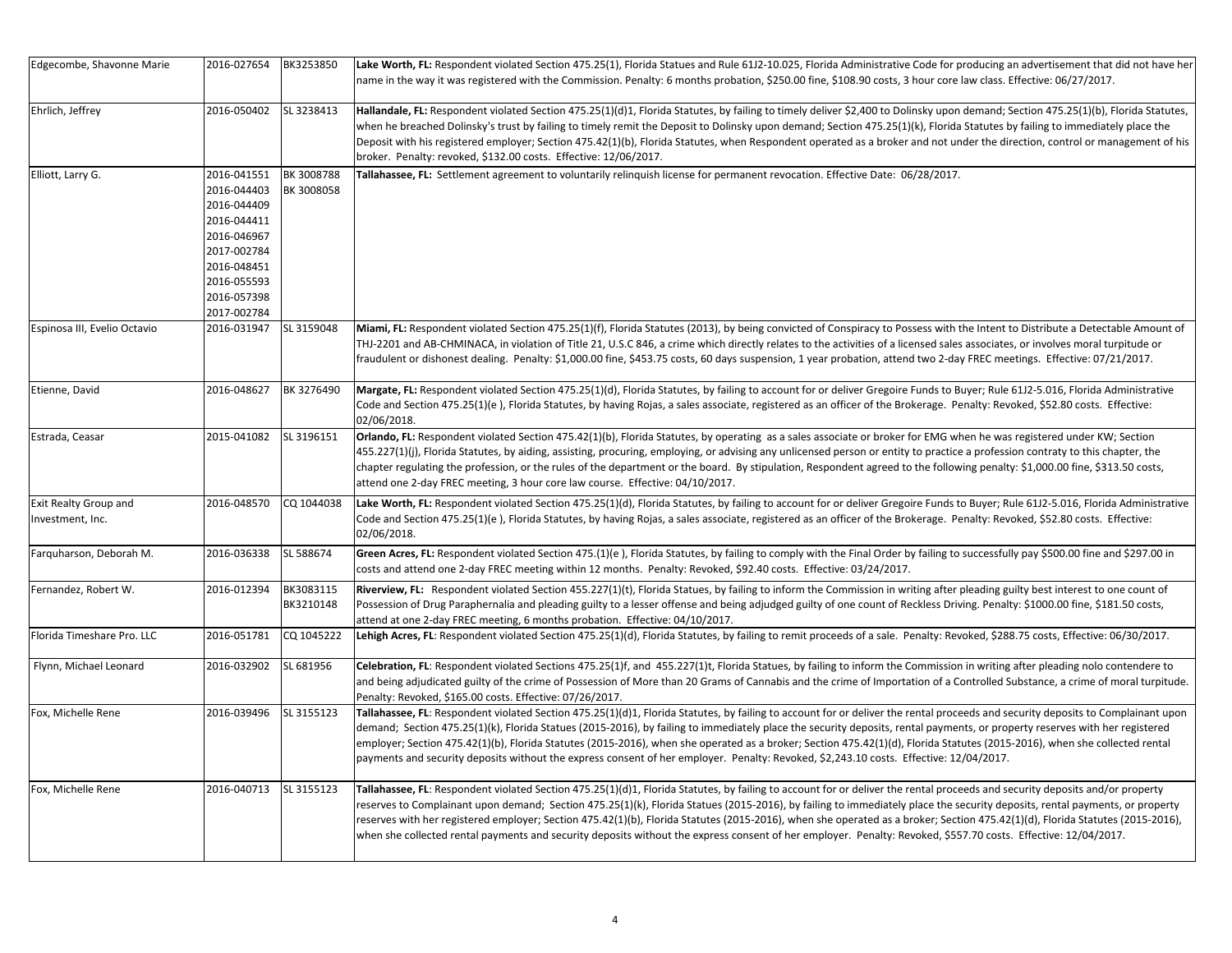| Name | Case Number | License Number | Details |
|---|---|---|---|
| Edgecombe, Shavonne Marie | 2016-027654 | BK3253850 | **Lake Worth, FL:** Respondent violated Section 475.25(1), Florida Statues and Rule 61J2-10.025, Florida Administrative Code for producing an advertisement that did not have her name in the way it was registered with the Commission. Penalty: 6 months probation, $250.00 fine, $108.90 costs, 3 hour core law class. Effective: 06/27/2017. |
| Ehrlich, Jeffrey | 2016-050402 | SL 3238413 | **Hallandale, FL:** Respondent violated Section 475.25(1)(d)1, Florida Statutes, by failing to timely deliver $2,400 to Dolinsky upon demand; Section 475.25(1)(b), Florida Statutes, when he breached Dolinsky's trust by failing to timely remit the Deposit to Dolinsky upon demand; Section 475.25(1)(k), Florida Statutes by failing to immediately place the Deposit with his registered employer; Section 475.42(1)(b), Florida Statutes, when Respondent operated as a broker and not under the direction, control or management of his broker. Penalty: revoked, $132.00 costs. Effective: 12/06/2017. |
| Elliott, Larry G. | 2016-041551<br>2016-044403<br>2016-044409<br>2016-044411<br>2016-046967<br>2017-002784<br>2016-048451<br>2016-055593<br>2016-057398<br>2017-002784 | BK 3008788<br>BK 3008058 | **Tallahassee, FL:** Settlement agreement to voluntarily relinquish license for permanent revocation. Effective Date: 06/28/2017. |
| Espinosa III, Evelio Octavio | 2016-031947 | SL 3159048 | **Miami, FL:** Respondent violated Section 475.25(1)(f), Florida Statutes (2013), by being convicted of Conspiracy to Possess with the Intent to Distribute a Detectable Amount of THJ-2201 and AB-CHMINACA, in violation of Title 21, U.S.C 846, a crime which directly relates to the activities of a licensed sales associates, or involves moral turpitude or fraudulent or dishonest dealing. Penalty: $1,000.00 fine, $453.75 costs, 60 days suspension, 1 year probation, attend two 2-day FREC meetings. Effective: 07/21/2017. |
| Etienne, David | 2016-048627 | BK 3276490 | **Margate, FL:** Respondent violated Section 475.25(1)(d), Florida Statutes, by failing to account for or deliver Gregoire Funds to Buyer; Rule 61J2-5.016, Florida Administrative Code and Section 475.25(1)(e ), Florida Statutes, by having Rojas, a sales associate, registered as an officer of the Brokerage. Penalty: Revoked, $52.80 costs. Effective: 02/06/2018. |
| Estrada, Ceasar | 2015-041082 | SL 3196151 | **Orlando, FL:** Respondent violated Section 475.42(1)(b), Florida Statutes, by operating as a sales associate or broker for EMG when he was registered under KW; Section 455.227(1)(j), Florida Statutes, by aiding, assisting, procuring, employing, or advising any unlicensed person or entity to practice a profession contraty to this chapter, the chapter regulating the profession, or the rules of the department or the board. By stipulation, Respondent agreed to the following penalty: $1,000.00 fine, $313.50 costs, attend one 2-day FREC meeting, 3 hour core law course. Effective: 04/10/2017. |
| Exit Realty Group and Investment, Inc. | 2016-048570 | CQ 1044038 | **Lake Worth, FL:** Respondent violated Section 475.25(1)(d), Florida Statutes, by failing to account for or deliver Gregoire Funds to Buyer; Rule 61J2-5.016, Florida Administrative Code and Section 475.25(1)(e ), Florida Statutes, by having Rojas, a sales associate, registered as an officer of the Brokerage. Penalty: Revoked, $52.80 costs. Effective: 02/06/2018. |
| Farquharson, Deborah M. | 2016-036338 | SL 588674 | **Green Acres, FL:** Respondent violated Section 475.(1)(e ), Florida Statutes, by failing to comply with the Final Order by failing to successfully pay $500.00 fine and $297.00 in costs and attend one 2-day FREC meeting within 12 months. Penalty: Revoked, $92.40 costs. Effective: 03/24/2017. |
| Fernandez, Robert W. | 2016-012394 | BK3083115<br>BK3210148 | **Riverview, FL:** Respondent violated Section 455.227(1)(t), Florida Statues, by failing to inform the Commission in writing after pleading guilty best interest to one count of Possession of Drug Paraphernalia and pleading guilty to a lesser offense and being adjudged guilty of one count of Reckless Driving. Penalty: $1000.00 fine, $181.50 costs, attend at one 2-day FREC meeting, 6 months probation. Effective: 04/10/2017. |
| Florida Timeshare Pro. LLC | 2016-051781 | CQ 1045222 | **Lehigh Acres, FL**: Respondent violated Section 475.25(1)(d), Florida Statutes, by failing to remit proceeds of a sale. Penalty: Revoked, $288.75 costs, Effective: 06/30/2017. |
| Flynn, Michael Leonard | 2016-032902 | SL 681956 | **Celebration, FL**: Respondent violated Sections 475.25(1)f, and 455.227(1)t, Florida Statues, by failing to inform the Commission in writing after pleading nolo contendere to and being adjudicated guilty of the crime of Possession of More than 20 Grams of Cannabis and the crime of Importation of a Controlled Substance, a crime of moral turpitude. Penalty: Revoked, $165.00 costs. Effective: 07/26/2017. |
| Fox, Michelle Rene | 2016-039496 | SL 3155123 | **Tallahassee, FL**: Respondent violated Section 475.25(1)(d)1, Florida Statutes, by failing to account for or deliver the rental proceeds and security deposits to Complainant upon demand; Section 475.25(1)(k), Florida Statues (2015-2016), by failing to immediately place the security deposits, rental payments, or property reserves with her registered employer; Section 475.42(1)(b), Florida Statutes (2015-2016), when she operated as a broker; Section 475.42(1)(d), Florida Statutes (2015-2016), when she collected rental payments and security deposits without the express consent of her employer. Penalty: Revoked, $2,243.10 costs. Effective: 12/04/2017. |
| Fox, Michelle Rene | 2016-040713 | SL 3155123 | **Tallahassee, FL**: Respondent violated Section 475.25(1)(d)1, Florida Statutes, by failing to account for or deliver the rental proceeds and security deposits and/or property reserves to Complainant upon demand; Section 475.25(1)(k), Florida Statues (2015-2016), by failing to immediately place the security deposits, rental payments, or property reserves with her registered employer; Section 475.42(1)(b), Florida Statutes (2015-2016), when she operated as a broker; Section 475.42(1)(d), Florida Statutes (2015-2016), when she collected rental payments and security deposits without the express consent of her employer. Penalty: Revoked, $557.70 costs. Effective: 12/04/2017. |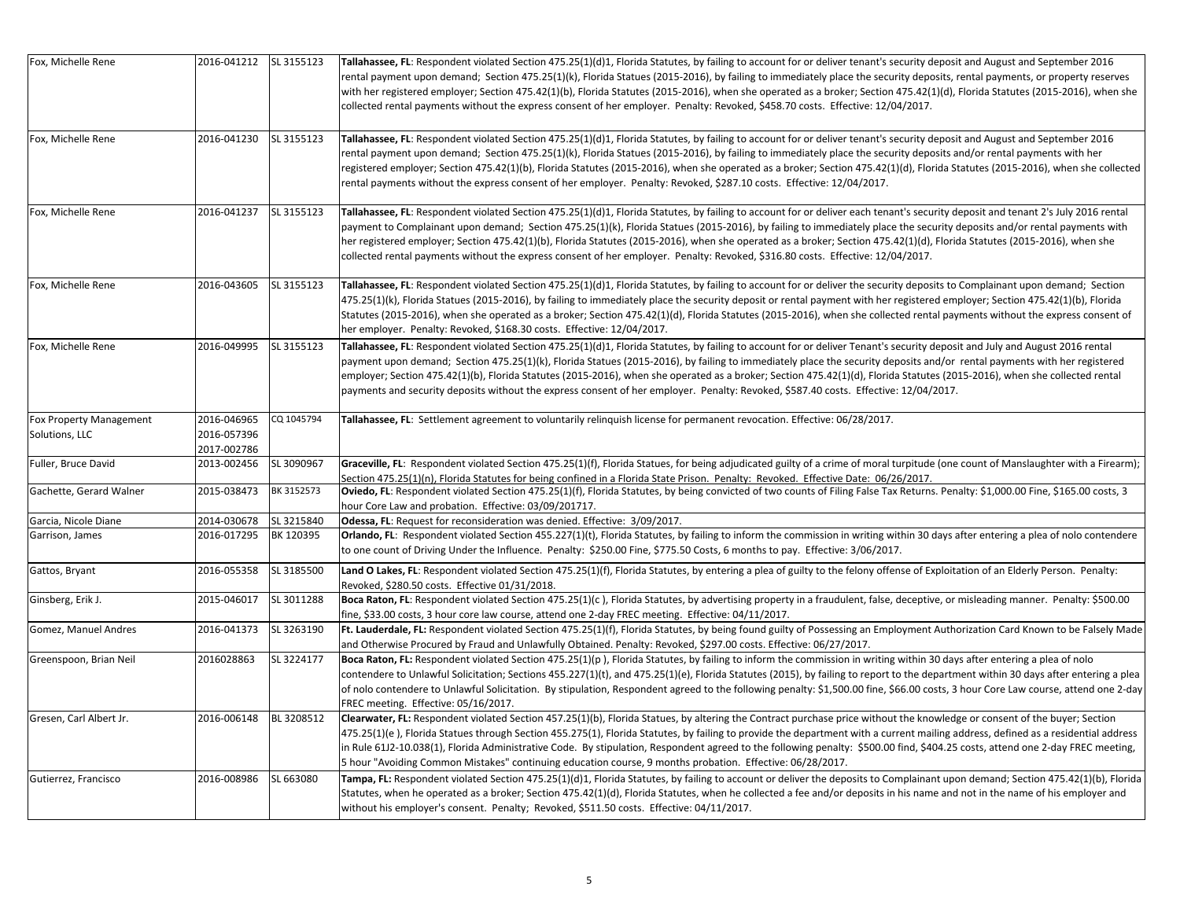| Fox, Michelle Rene | 2016-041212 | SL 3155123 | **Tallahassee, FL**: Respondent violated Section 475.25(1)(d)1, Florida Statutes, by failing to account for or deliver tenant's security deposit and August and September 2016 rental payment upon demand; Section 475.25(1)(k), Florida Statues (2015-2016), by failing to immediately place the security deposits, rental payments, or property reserves with her registered employer; Section 475.42(1)(b), Florida Statutes (2015-2016), when she operated as a broker; Section 475.42(1)(d), Florida Statutes (2015-2016), when she collected rental payments without the express consent of her employer. Penalty: Revoked, $458.70 costs. Effective: 12/04/2017. |
|---|---|---|---|
| Fox, Michelle Rene | 2016-041230 | SL 3155123 | **Tallahassee, FL**: Respondent violated Section 475.25(1)(d)1, Florida Statutes, by failing to account for or deliver tenant's security deposit and August and September 2016 rental payment upon demand; Section 475.25(1)(k), Florida Statues (2015-2016), by failing to immediately place the security deposits and/or rental payments with her registered employer; Section 475.42(1)(b), Florida Statutes (2015-2016), when she operated as a broker; Section 475.42(1)(d), Florida Statutes (2015-2016), when she collected rental payments without the express consent of her employer. Penalty: Revoked, $287.10 costs. Effective: 12/04/2017. |
| Fox, Michelle Rene | 2016-041237 | SL 3155123 | **Tallahassee, FL**: Respondent violated Section 475.25(1)(d)1, Florida Statutes, by failing to account for or deliver each tenant's security deposit and tenant 2's July 2016 rental payment to Complainant upon demand; Section 475.25(1)(k), Florida Statues (2015-2016), by failing to immediately place the security deposits and/or rental payments with her registered employer; Section 475.42(1)(b), Florida Statutes (2015-2016), when she operated as a broker; Section 475.42(1)(d), Florida Statutes (2015-2016), when she collected rental payments without the express consent of her employer. Penalty: Revoked, $316.80 costs. Effective: 12/04/2017. |
| Fox, Michelle Rene | 2016-043605 | SL 3155123 | **Tallahassee, FL**: Respondent violated Section 475.25(1)(d)1, Florida Statutes, by failing to account for or deliver the security deposits to Complainant upon demand; Section 475.25(1)(k), Florida Statues (2015-2016), by failing to immediately place the security deposit or rental payment with her registered employer; Section 475.42(1)(b), Florida Statutes (2015-2016), when she operated as a broker; Section 475.42(1)(d), Florida Statutes (2015-2016), when she collected rental payments without the express consent of her employer. Penalty: Revoked, $168.30 costs. Effective: 12/04/2017. |
| Fox, Michelle Rene | 2016-049995 | SL 3155123 | **Tallahassee, FL**: Respondent violated Section 475.25(1)(d)1, Florida Statutes, by failing to account for or deliver Tenant's security deposit and July and August 2016 rental payment upon demand; Section 475.25(1)(k), Florida Statues (2015-2016), by failing to immediately place the security deposits and/or rental payments with her registered employer; Section 475.42(1)(b), Florida Statutes (2015-2016), when she operated as a broker; Section 475.42(1)(d), Florida Statutes (2015-2016), when she collected rental payments and security deposits without the express consent of her employer. Penalty: Revoked, $587.40 costs. Effective: 12/04/2017. |
| Fox Property Management Solutions, LLC | 2016-046965 2016-057396 2017-002786 | CQ 1045794 | **Tallahassee, FL**: Settlement agreement to voluntarily relinquish license for permanent revocation. Effective: 06/28/2017. |
| Fuller, Bruce David | 2013-002456 | SL 3090967 | **Graceville, FL**: Respondent violated Section 475.25(1)(f), Florida Statues, for being adjudicated guilty of a crime of moral turpitude (one count of Manslaughter with a Firearm); Section 475.25(1)(n), Florida Statutes for being confined in a Florida State Prison. Penalty: Revoked. Effective Date: 06/26/2017. |
| Gachette, Gerard Walner | 2015-038473 | BK 3152573 | **Oviedo, FL**: Respondent violated Section 475.25(1)(f), Florida Statutes, by being convicted of two counts of Filing False Tax Returns. Penalty: $1,000.00 Fine, $165.00 costs, 3 hour Core Law and probation. Effective: 03/09/201717. |
| Garcia, Nicole Diane | 2014-030678 | SL 3215840 | **Odessa, FL**: Request for reconsideration was denied. Effective: 3/09/2017. |
| Garrison, James | 2016-017295 | BK 120395 | **Orlando, FL**: Respondent violated Section 455.227(1)(t), Florida Statutes, by failing to inform the commission in writing within 30 days after entering a plea of nolo contendere to one count of Driving Under the Influence. Penalty: $250.00 Fine, $775.50 Costs, 6 months to pay. Effective: 3/06/2017. |
| Gattos, Bryant | 2016-055358 | SL 3185500 | **Land O Lakes, FL**: Respondent violated Section 475.25(1)(f), Florida Statutes, by entering a plea of guilty to the felony offense of Exploitation of an Elderly Person. Penalty: Revoked, $280.50 costs. Effective 01/31/2018. |
| Ginsberg, Erik J. | 2015-046017 | SL 3011288 | **Boca Raton, FL**: Respondent violated Section 475.25(1)(c ), Florida Statutes, by advertising property in a fraudulent, false, deceptive, or misleading manner. Penalty: $500.00 fine, $33.00 costs, 3 hour core law course, attend one 2-day FREC meeting. Effective: 04/11/2017. |
| Gomez, Manuel Andres | 2016-041373 | SL 3263190 | **Ft. Lauderdale, FL:** Respondent violated Section 475.25(1)(f), Florida Statutes, by being found guilty of Possessing an Employment Authorization Card Known to be Falsely Made and Otherwise Procured by Fraud and Unlawfully Obtained. Penalty: Revoked, $297.00 costs. Effective: 06/27/2017. |
| Greenspoon, Brian Neil | 2016028863 | SL 3224177 | **Boca Raton, FL:** Respondent violated Section 475.25(1)(p ), Florida Statutes, by failing to inform the commission in writing within 30 days after entering a plea of nolo contendere to Unlawful Solicitation; Sections 455.227(1)(t), and 475.25(1)(e), Florida Statutes (2015), by failing to report to the department within 30 days after entering a plea of nolo contendere to Unlawful Solicitation. By stipulation, Respondent agreed to the following penalty: $1,500.00 fine, $66.00 costs, 3 hour Core Law course, attend one 2-day FREC meeting. Effective: 05/16/2017. |
| Gresen, Carl Albert Jr. | 2016-006148 | BL 3208512 | **Clearwater, FL:** Respondent violated Section 457.25(1)(b), Florida Statues, by altering the Contract purchase price without the knowledge or consent of the buyer; Section 475.25(1)(e ), Florida Statues through Section 455.275(1), Florida Statutes, by failing to provide the department with a current mailing address, defined as a residential address in Rule 61J2-10.038(1), Florida Administrative Code. By stipulation, Respondent agreed to the following penalty: $500.00 find, $404.25 costs, attend one 2-day FREC meeting, 5 hour "Avoiding Common Mistakes" continuing education course, 9 months probation. Effective: 06/28/2017. |
| Gutierrez, Francisco | 2016-008986 | SL 663080 | **Tampa, FL:** Respondent violated Section 475.25(1)(d)1, Florida Statutes, by failing to account or deliver the deposits to Complainant upon demand; Section 475.42(1)(b), Florida Statutes, when he operated as a broker; Section 475.42(1)(d), Florida Statutes, when he collected a fee and/or deposits in his name and not in the name of his employer and without his employer's consent. Penalty; Revoked, $511.50 costs. Effective: 04/11/2017. |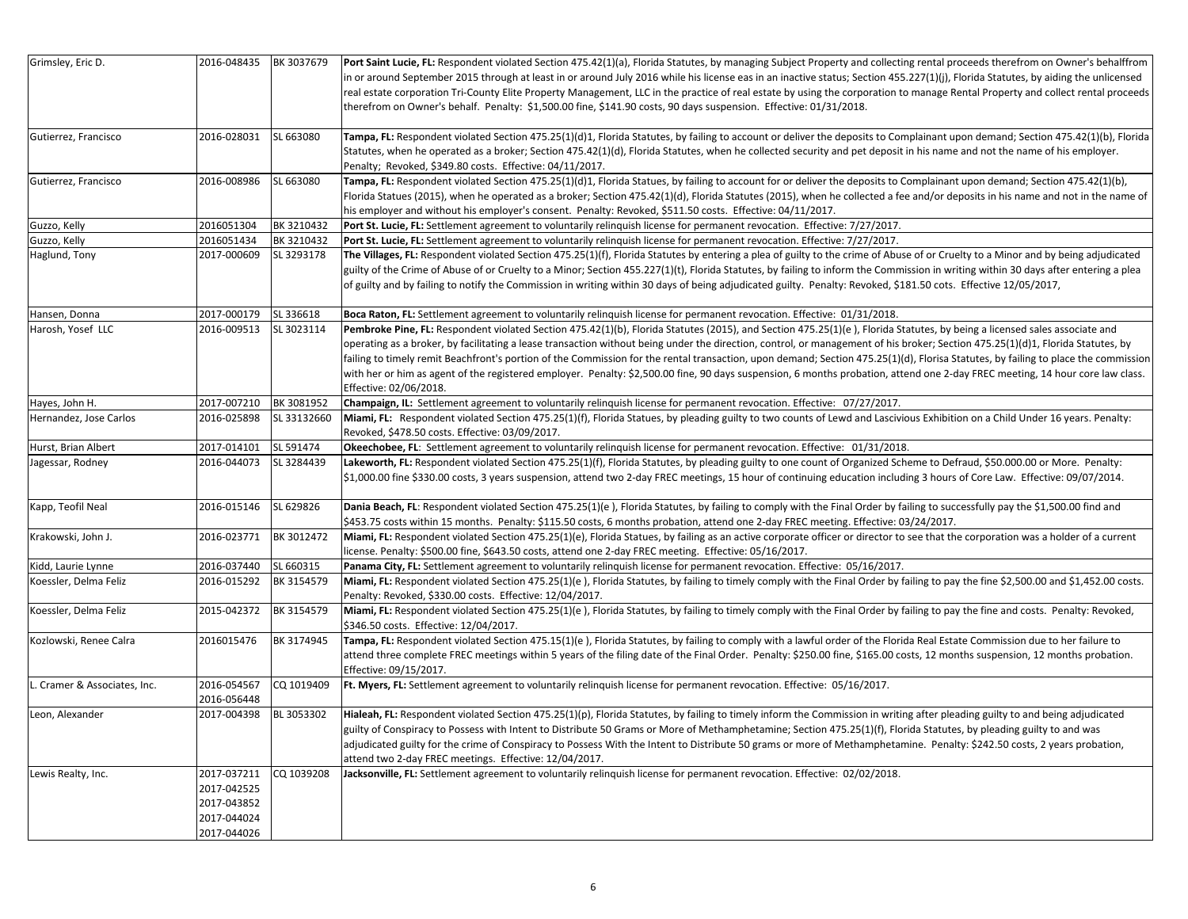| | | | |
|---|---|---|---|
| Grimsley, Eric D. | 2016-048435 | BK 3037679 | **Port Saint Lucie, FL:** Respondent violated Section 475.42(1)(a), Florida Statutes, by managing Subject Property and collecting rental proceeds therefrom on Owner's behalffrom in or around September 2015 through at least in or around July 2016 while his license eas in an inactive status; Section 455.227(1)(j), Florida Statutes, by aiding the unlicensed real estate corporation Tri-County Elite Property Management, LLC in the practice of real estate by using the corporation to manage Rental Property and collect rental proceeds therefrom on Owner's behalf. Penalty: $1,500.00 fine, $141.90 costs, 90 days suspension. Effective: 01/31/2018. |
| Gutierrez, Francisco | 2016-028031 | SL 663080 | **Tampa, FL:** Respondent violated Section 475.25(1)(d)1, Florida Statutes, by failing to account or deliver the deposits to Complainant upon demand; Section 475.42(1)(b), Florida Statutes, when he operated as a broker; Section 475.42(1)(d), Florida Statutes, when he collected security and pet deposit in his name and not the name of his employer. Penalty; Revoked, $349.80 costs. Effective: 04/11/2017. |
| Gutierrez, Francisco | 2016-008986 | SL 663080 | **Tampa, FL:** Respondent violated Section 475.25(1)(d)1, Florida Statues, by failing to account for or deliver the deposits to Complainant upon demand; Section 475.42(1)(b), Florida Statues (2015), when he operated as a broker; Section 475.42(1)(d), Florida Statutes (2015), when he collected a fee and/or deposits in his name and not in the name of his employer and without his employer's consent. Penalty: Revoked, $511.50 costs. Effective: 04/11/2017. |
| Guzzo, Kelly | 2016051304 | BK 3210432 | **Port St. Lucie, FL:** Settlement agreement to voluntarily relinquish license for permanent revocation. Effective: 7/27/2017. |
| Guzzo, Kelly | 2016051434 | BK 3210432 | **Port St. Lucie, FL:** Settlement agreement to voluntarily relinquish license for permanent revocation. Effective: 7/27/2017. |
| Haglund, Tony | 2017-000609 | SL 3293178 | **The Villages, FL:** Respondent violated Section 475.25(1)(f), Florida Statutes by entering a plea of guilty to the crime of Abuse of or Cruelty to a Minor and by being adjudicated guilty of the Crime of Abuse of or Cruelty to a Minor; Section 455.227(1)(t), Florida Statutes, by failing to inform the Commission in writing within 30 days after entering a plea of guilty and by failing to notify the Commission in writing within 30 days of being adjudicated guilty. Penalty: Revoked, $181.50 cots. Effective 12/05/2017, |
| Hansen, Donna | 2017-000179 | SL 336618 | **Boca Raton, FL:** Settlement agreement to voluntarily relinquish license for permanent revocation. Effective: 01/31/2018. |
| Harosh, Yosef LLC | 2016-009513 | SL 3023114 | **Pembroke Pine, FL:** Respondent violated Section 475.42(1)(b), Florida Statutes (2015), and Section 475.25(1)(e ), Florida Statutes, by being a licensed sales associate and operating as a broker, by facilitating a lease transaction without being under the direction, control, or management of his broker; Section 475.25(1)(d)1, Florida Statutes, by failing to timely remit Beachfront's portion of the Commission for the rental transaction, upon demand; Section 475.25(1)(d), Florisa Statutes, by failing to place the commission with her or him as agent of the registered employer. Penalty: $2,500.00 fine, 90 days suspension, 6 months probation, attend one 2-day FREC meeting, 14 hour core law class. Effective: 02/06/2018. |
| Hayes, John H. | 2017-007210 | BK 3081952 | **Champaign, IL:** Settlement agreement to voluntarily relinquish license for permanent revocation. Effective: 07/27/2017. |
| Hernandez, Jose Carlos | 2016-025898 | SL 33132660 | **Miami, FL:** Respondent violated Section 475.25(1)(f), Florida Statues, by pleading guilty to two counts of Lewd and Lascivious Exhibition on a Child Under 16 years. Penalty: Revoked, $478.50 costs. Effective: 03/09/2017. |
| Hurst, Brian Albert | 2017-014101 | SL 591474 | **Okeechobee, FL**: Settlement agreement to voluntarily relinquish license for permanent revocation. Effective: 01/31/2018. |
| Jagessar, Rodney | 2016-044073 | SL 3284439 | **Lakeworth, FL:** Respondent violated Section 475.25(1)(f), Florida Statutes, by pleading guilty to one count of Organized Scheme to Defraud, $50.000.00 or More. Penalty: $1,000.00 fine $330.00 costs, 3 years suspension, attend two 2-day FREC meetings, 15 hour of continuing education including 3 hours of Core Law. Effective: 09/07/2014. |
| Kapp, Teofil Neal | 2016-015146 | SL 629826 | **Dania Beach, FL**: Respondent violated Section 475.25(1)(e ), Florida Statutes, by failing to comply with the Final Order by failing to successfully pay the $1,500.00 find and $453.75 costs within 15 months. Penalty: $115.50 costs, 6 months probation, attend one 2-day FREC meeting. Effective: 03/24/2017. |
| Krakowski, John J. | 2016-023771 | BK 3012472 | **Miami, FL:** Respondent violated Section 475.25(1)(e), Florida Statues, by failing as an active corporate officer or director to see that the corporation was a holder of a current license. Penalty: $500.00 fine, $643.50 costs, attend one 2-day FREC meeting. Effective: 05/16/2017. |
| Kidd, Laurie Lynne | 2016-037440 | SL 660315 | **Panama City, FL:** Settlement agreement to voluntarily relinquish license for permanent revocation. Effective: 05/16/2017. |
| Koessler, Delma Feliz | 2016-015292 | BK 3154579 | **Miami, FL:** Respondent violated Section 475.25(1)(e ), Florida Statutes, by failing to timely comply with the Final Order by failing to pay the fine $2,500.00 and $1,452.00 costs. Penalty: Revoked, $330.00 costs. Effective: 12/04/2017. |
| Koessler, Delma Feliz | 2015-042372 | BK 3154579 | **Miami, FL:** Respondent violated Section 475.25(1)(e ), Florida Statutes, by failing to timely comply with the Final Order by failing to pay the fine and costs. Penalty: Revoked, $346.50 costs. Effective: 12/04/2017. |
| Kozlowski, Renee Calra | 2016015476 | BK 3174945 | **Tampa, FL:** Respondent violated Section 475.15(1)(e ), Florida Statutes, by failing to comply with a lawful order of the Florida Real Estate Commission due to her failure to attend three complete FREC meetings within 5 years of the filing date of the Final Order. Penalty: $250.00 fine, $165.00 costs, 12 months suspension, 12 months probation. Effective: 09/15/2017. |
| L. Cramer & Associates, Inc. | 2016-054567<br>2016-056448 | CQ 1019409 | **Ft. Myers, FL:** Settlement agreement to voluntarily relinquish license for permanent revocation. Effective: 05/16/2017. |
| Leon, Alexander | 2017-004398 | BL 3053302 | **Hialeah, FL:** Respondent violated Section 475.25(1)(p), Florida Statutes, by failing to timely inform the Commission in writing after pleading guilty to and being adjudicated guilty of Conspiracy to Possess with Intent to Distribute 50 Grams or More of Methamphetamine; Section 475.25(1)(f), Florida Statutes, by pleading guilty to and was adjudicated guilty for the crime of Conspiracy to Possess With the Intent to Distribute 50 grams or more of Methamphetamine. Penalty: $242.50 costs, 2 years probation, attend two 2-day FREC meetings. Effective: 12/04/2017. |
| Lewis Realty, Inc. | 2017-037211<br>2017-042525<br>2017-043852<br>2017-044024<br>2017-044026 | CQ 1039208 | **Jacksonville, FL:** Settlement agreement to voluntarily relinquish license for permanent revocation. Effective: 02/02/2018. |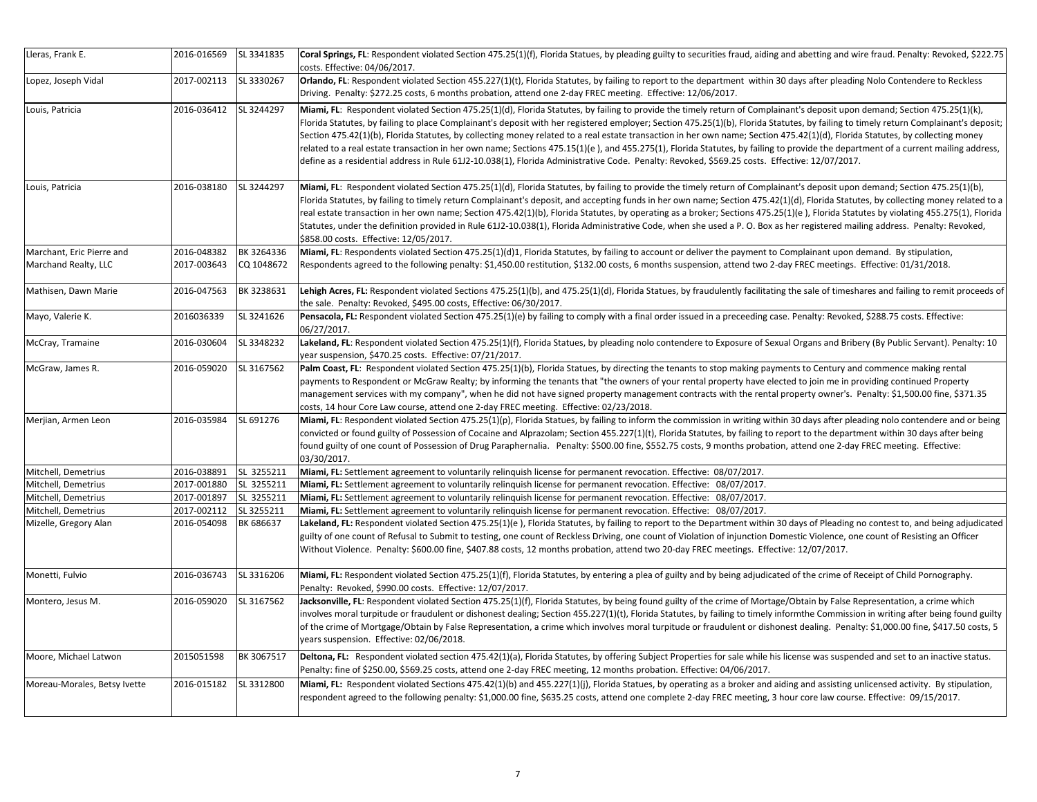| | | | |
|---|---|---|---|
| Lleras, Frank E. | 2016-016569 | SL 3341835 | **Coral Springs, FL**: Respondent violated Section 475.25(1)(f), Florida Statues, by pleading guilty to securities fraud, aiding and abetting and wire fraud. Penalty: Revoked, $222.75 costs. Effective: 04/06/2017. |
| Lopez, Joseph Vidal | 2017-002113 | SL 3330267 | **Orlando, FL**: Respondent violated Section 455.227(1)(t), Florida Statutes, by failing to report to the department within 30 days after pleading Nolo Contendere to Reckless Driving. Penalty: $272.25 costs, 6 months probation, attend one 2-day FREC meeting. Effective: 12/06/2017. |
| Louis, Patricia | 2016-036412 | SL 3244297 | **Miami, FL**: Respondent violated Section 475.25(1)(d), Florida Statutes, by failing to provide the timely return of Complainant's deposit upon demand; Section 475.25(1)(k), Florida Statutes, by failing to place Complainant's deposit with her registered employer; Section 475.25(1)(b), Florida Statutes, by failing to timely return Complainant's deposit; Section 475.42(1)(b), Florida Statutes, by collecting money related to a real estate transaction in her own name; Section 475.42(1)(d), Florida Statutes, by collecting money related to a real estate transaction in her own name; Sections 475.15(1)(e ), and 455.275(1), Florida Statutes, by failing to provide the department of a current mailing address, define as a residential address in Rule 61J2-10.038(1), Florida Administrative Code. Penalty: Revoked, $569.25 costs. Effective: 12/07/2017. |
| Louis, Patricia | 2016-038180 | SL 3244297 | **Miami, FL**: Respondent violated Section 475.25(1)(d), Florida Statutes, by failing to provide the timely return of Complainant's deposit upon demand; Section 475.25(1)(b), Florida Statutes, by failing to timely return Complainant's deposit, and accepting funds in her own name; Section 475.42(1)(d), Florida Statutes, by collecting money related to a real estate transaction in her own name; Section 475.42(1)(b), Florida Statutes, by operating as a broker; Sections 475.25(1)(e ), Florida Statutes by violating 455.275(1), Florida Statutes, under the definition provided in Rule 61J2-10.038(1), Florida Administrative Code, when she used a P. O. Box as her registered mailing address. Penalty: Revoked, $858.00 costs. Effective: 12/05/2017. |
| Marchant, Eric Pierre and Marchand Realty, LLC | 2016-048382 2017-003643 | BK 3264336 CQ 1048672 | **Miami, FL**: Respondents violated Section 475.25(1)(d)1, Florida Statutes, by failing to account or deliver the payment to Complainant upon demand. By stipulation, Respondents agreed to the following penalty: $1,450.00 restitution, $132.00 costs, 6 months suspension, attend two 2-day FREC meetings. Effective: 01/31/2018. |
| Mathisen, Dawn Marie | 2016-047563 | BK 3238631 | **Lehigh Acres, FL:** Respondent violated Sections 475.25(1)(b), and 475.25(1)(d), Florida Statues, by fraudulently facilitating the sale of timeshares and failing to remit proceeds of the sale. Penalty: Revoked, $495.00 costs, Effective: 06/30/2017. |
| Mayo, Valerie K. | 2016036339 | SL 3241626 | **Pensacola, FL:** Respondent violated Section 475.25(1)(e) by failing to comply with a final order issued in a preceeding case. Penalty: Revoked, $288.75 costs. Effective: 06/27/2017. |
| McCray, Tramaine | 2016-030604 | SL 3348232 | **Lakeland, FL**: Respondent violated Section 475.25(1)(f), Florida Statues, by pleading nolo contendere to Exposure of Sexual Organs and Bribery (By Public Servant). Penalty: 10 year suspension, $470.25 costs. Effective: 07/21/2017. |
| McGraw, James R. | 2016-059020 | SL 3167562 | **Palm Coast, FL**: Respondent violated Section 475.25(1)(b), Florida Statues, by directing the tenants to stop making payments to Century and commence making rental payments to Respondent or McGraw Realty; by informing the tenants that "the owners of your rental property have elected to join me in providing continued Property management services with my company", when he did not have signed property management contracts with the rental property owner's. Penalty: $1,500.00 fine, $371.35 costs, 14 hour Core Law course, attend one 2-day FREC meeting. Effective: 02/23/2018. |
| Merjian, Armen Leon | 2016-035984 | SL 691276 | **Miami, FL**: Respondent violated Section 475.25(1)(p), Florida Statutes, by failing to inform the commission in writing within 30 days after pleading nolo contendere and or being convicted or found guilty of Possession of Cocaine and Alprazolam; Section 455.227(1)(t), Florida Statutes, by failing to report to the department within 30 days after being found guilty of one count of Possession of Drug Paraphernalia. Penalty: $500.00 fine, $552.75 costs, 9 months probation, attend one 2-day FREC meeting. Effective: 03/30/2017. |
| Mitchell, Demetrius | 2016-038891 | SL 3255211 | **Miami, FL:** Settlement agreement to voluntarily relinquish license for permanent revocation. Effective: 08/07/2017. |
| Mitchell, Demetrius | 2017-001880 | SL 3255211 | **Miami, FL:** Settlement agreement to voluntarily relinquish license for permanent revocation. Effective: 08/07/2017. |
| Mitchell, Demetrius | 2017-001897 | SL 3255211 | **Miami, FL:** Settlement agreement to voluntarily relinquish license for permanent revocation. Effective: 08/07/2017. |
| Mitchell, Demetrius | 2017-002112 | SL 3255211 | **Miami, FL:** Settlement agreement to voluntarily relinquish license for permanent revocation. Effective: 08/07/2017. |
| Mizelle, Gregory Alan | 2016-054098 | BK 686637 | **Lakeland, FL:** Respondent violated Section 475.25(1)(e ), Florida Statutes, by failing to report to the Department within 30 days of Pleading no contest to, and being adjudicated guilty of one count of Refusal to Submit to testing, one count of Reckless Driving, one count of Violation of injunction Domestic Violence, one count of Resisting an Officer Without Violence. Penalty: $600.00 fine, $407.88 costs, 12 months probation, attend two 20-day FREC meetings. Effective: 12/07/2017. |
| Monetti, Fulvio | 2016-036743 | SL 3316206 | **Miami, FL:** Respondent violated Section 475.25(1)(f), Florida Statutes, by entering a plea of guilty and by being adjudicated of the crime of Receipt of Child Pornography. Penalty: Revoked, $990.00 costs. Effective: 12/07/2017. |
| Montero, Jesus M. | 2016-059020 | SL 3167562 | **Jacksonville, FL**: Respondent violated Section 475.25(1)(f), Florida Statutes, by being found guilty of the crime of Mortage/Obtain by False Representation, a crime which involves moral turpitude or fraudulent or dishonest dealing; Section 455.227(1)(t), Florida Statutes, by failing to timely informthe Commission in writing after being found guilty of the crime of Mortage/Obtain by False Representation, a crime which involves moral turpitude or fraudulent or dishonest dealing. Penalty: $1,000.00 fine, $417.50 costs, 5 years suspension. Effective: 02/06/2018. |
| Moore, Michael Latwon | 2015051598 | BK 3067517 | **Deltona, FL:** Respondent violated section 475.42(1)(a), Florida Statutes, by offering Subject Properties for sale while his license was suspended and set to an inactive status. Penalty: fine of $250.00, $569.25 costs, attend one 2-day FREC meeting, 12 months probation. Effective: 04/06/2017. |
| Moreau-Morales, Betsy Ivette | 2016-015182 | SL 3312800 | **Miami, FL:** Respondent violated Sections 475.42(1)(b) and 455.227(1)(j), Florida Statues, by operating as a broker and aiding and assisting unlicensed activity. By stipulation, respondent agreed to the following penalty: $1,000.00 fine, $635.25 costs, attend one complete 2-day FREC meeting, 3 hour core law course. Effective: 09/15/2017. |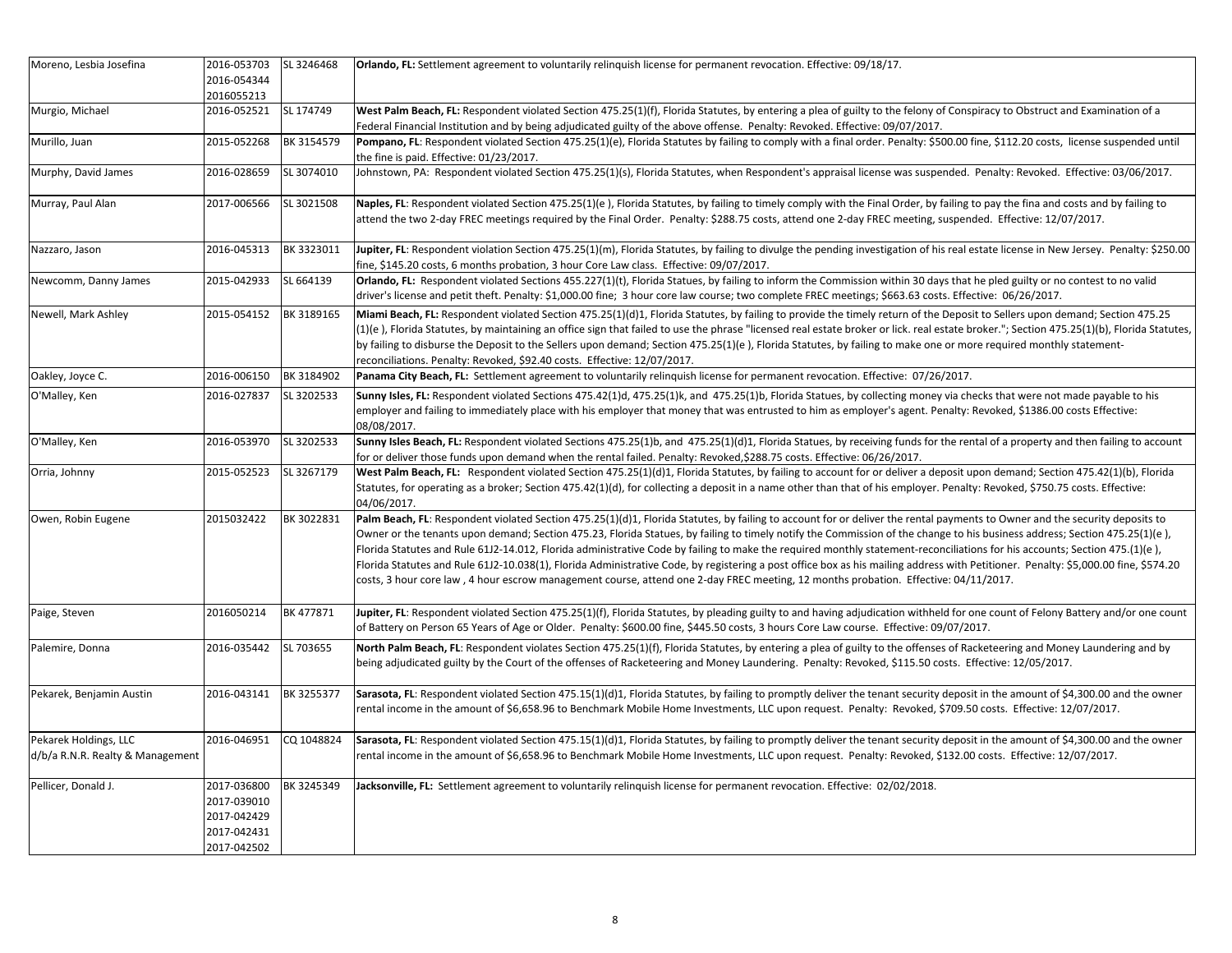| | | | |
|---|---|---|---|
| Moreno, Lesbia Josefina | 2016-053703<br>2016-054344<br>2016055213 | SL 3246468 | **Orlando, FL:** Settlement agreement to voluntarily relinquish license for permanent revocation. Effective: 09/18/17. |
| Murgio, Michael | 2016-052521 | SL 174749 | **West Palm Beach, FL:** Respondent violated Section 475.25(1)(f), Florida Statutes, by entering a plea of guilty to the felony of Conspiracy to Obstruct and Examination of a Federal Financial Institution and by being adjudicated guilty of the above offense. Penalty: Revoked. Effective: 09/07/2017. |
| Murillo, Juan | 2015-052268 | BK 3154579 | **Pompano, FL**: Respondent violated Section 475.25(1)(e), Florida Statutes by failing to comply with a final order. Penalty: $500.00 fine, $112.20 costs, license suspended until the fine is paid. Effective: 01/23/2017. |
| Murphy, David James | 2016-028659 | SL 3074010 | Johnstown, PA: Respondent violated Section 475.25(1)(s), Florida Statutes, when Respondent's appraisal license was suspended. Penalty: Revoked. Effective: 03/06/2017. |
| Murray, Paul Alan | 2017-006566 | SL 3021508 | **Naples, FL**: Respondent violated Section 475.25(1)(e ), Florida Statutes, by failing to timely comply with the Final Order, by failing to pay the fina and costs and by failing to attend the two 2-day FREC meetings required by the Final Order. Penalty: $288.75 costs, attend one 2-day FREC meeting, suspended. Effective: 12/07/2017. |
| Nazzaro, Jason | 2016-045313 | BK 3323011 | **Jupiter, FL**: Respondent violation Section 475.25(1)(m), Florida Statutes, by failing to divulge the pending investigation of his real estate license in New Jersey. Penalty: $250.00 fine, $145.20 costs, 6 months probation, 3 hour Core Law class. Effective: 09/07/2017. |
| Newcomm, Danny James | 2015-042933 | SL 664139 | **Orlando, FL:** Respondent violated Sections 455.227(1)(t), Florida Statues, by failing to inform the Commission within 30 days that he pled guilty or no contest to no valid driver's license and petit theft. Penalty: $1,000.00 fine; 3 hour core law course; two complete FREC meetings; $663.63 costs. Effective: 06/26/2017. |
| Newell, Mark Ashley | 2015-054152 | BK 3189165 | **Miami Beach, FL:** Respondent violated Section 475.25(1)(d)1, Florida Statutes, by failing to provide the timely return of the Deposit to Sellers upon demand; Section 475.25 (1)(e ), Florida Statutes, by maintaining an office sign that failed to use the phrase "licensed real estate broker or lick. real estate broker."; Section 475.25(1)(b), Florida Statutes, by failing to disburse the Deposit to the Sellers upon demand; Section 475.25(1)(e ), Florida Statutes, by failing to make one or more required monthly statement-reconciliations. Penalty: Revoked, $92.40 costs. Effective: 12/07/2017. |
| Oakley, Joyce C. | 2016-006150 | BK 3184902 | **Panama City Beach, FL:** Settlement agreement to voluntarily relinquish license for permanent revocation. Effective: 07/26/2017. |
| O'Malley, Ken | 2016-027837 | SL 3202533 | **Sunny Isles, FL:** Respondent violated Sections 475.42(1)d, 475.25(1)k, and 475.25(1)b, Florida Statues, by collecting money via checks that were not made payable to his employer and failing to immediately place with his employer that money that was entrusted to him as employer's agent. Penalty: Revoked, $1386.00 costs Effective: 08/08/2017. |
| O'Malley, Ken | 2016-053970 | SL 3202533 | **Sunny Isles Beach, FL:** Respondent violated Sections 475.25(1)b, and 475.25(1)(d)1, Florida Statues, by receiving funds for the rental of a property and then failing to account for or deliver those funds upon demand when the rental failed. Penalty: Revoked,$288.75 costs. Effective: 06/26/2017. |
| Orria, Johnny | 2015-052523 | SL 3267179 | **West Palm Beach, FL:** Respondent violated Section 475.25(1)(d)1, Florida Statutes, by failing to account for or deliver a deposit upon demand; Section 475.42(1)(b), Florida Statutes, for operating as a broker; Section 475.42(1)(d), for collecting a deposit in a name other than that of his employer. Penalty: Revoked, $750.75 costs. Effective: 04/06/2017. |
| Owen, Robin Eugene | 2015032422 | BK 3022831 | **Palm Beach, FL**: Respondent violated Section 475.25(1)(d)1, Florida Statutes, by failing to account for or deliver the rental payments to Owner and the security deposits to Owner or the tenants upon demand; Section 475.23, Florida Statues, by failing to timely notify the Commission of the change to his business address; Section 475.25(1)(e ), Florida Statutes and Rule 61J2-14.012, Florida administrative Code by failing to make the required monthly statement-reconciliations for his accounts; Section 475.(1)(e ), Florida Statutes and Rule 61J2-10.038(1), Florida Administrative Code, by registering a post office box as his mailing address with Petitioner. Penalty: $5,000.00 fine, $574.20 costs, 3 hour core law , 4 hour escrow management course, attend one 2-day FREC meeting, 12 months probation. Effective: 04/11/2017. |
| Paige, Steven | 2016050214 | BK 477871 | **Jupiter, FL**: Respondent violated Section 475.25(1)(f), Florida Statutes, by pleading guilty to and having adjudication withheld for one count of Felony Battery and/or one count of Battery on Person 65 Years of Age or Older. Penalty: $600.00 fine, $445.50 costs, 3 hours Core Law course. Effective: 09/07/2017. |
| Palemire, Donna | 2016-035442 | SL 703655 | **North Palm Beach, FL**: Respondent violates Section 475.25(1)(f), Florida Statutes, by entering a plea of guilty to the offenses of Racketeering and Money Laundering and by being adjudicated guilty by the Court of the offenses of Racketeering and Money Laundering. Penalty: Revoked, $115.50 costs. Effective: 12/05/2017. |
| Pekarek, Benjamin Austin | 2016-043141 | BK 3255377 | **Sarasota, FL**: Respondent violated Section 475.15(1)(d)1, Florida Statutes, by failing to promptly deliver the tenant security deposit in the amount of $4,300.00 and the owner rental income in the amount of $6,658.96 to Benchmark Mobile Home Investments, LLC upon request. Penalty: Revoked, $709.50 costs. Effective: 12/07/2017. |
| Pekarek Holdings, LLC d/b/a R.N.R. Realty & Management | 2016-046951 | CQ 1048824 | **Sarasota, FL**: Respondent violated Section 475.15(1)(d)1, Florida Statutes, by failing to promptly deliver the tenant security deposit in the amount of $4,300.00 and the owner rental income in the amount of $6,658.96 to Benchmark Mobile Home Investments, LLC upon request. Penalty: Revoked, $132.00 costs. Effective: 12/07/2017. |
| Pellicer, Donald J. | 2017-036800<br>2017-039010<br>2017-042429<br>2017-042431<br>2017-042502 | BK 3245349 | **Jacksonville, FL:** Settlement agreement to voluntarily relinquish license for permanent revocation. Effective: 02/02/2018. |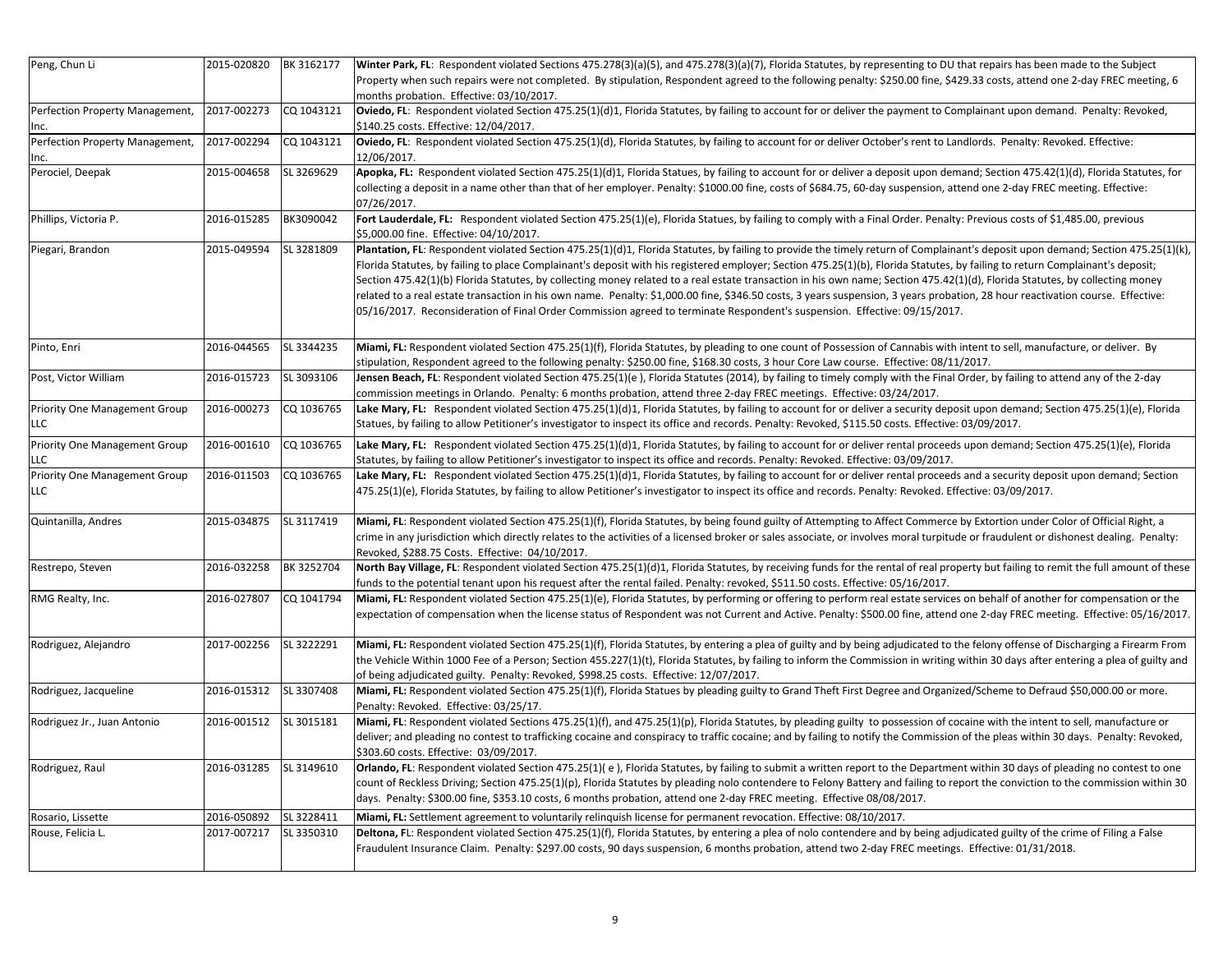| | | | |
|---|---|---|---|
| Peng, Chun Li | 2015-020820 | BK 3162177 | **Winter Park, FL**: Respondent violated Sections 475.278(3)(a)(5), and 475.278(3)(a)(7), Florida Statutes, by representing to DU that repairs has been made to the Subject Property when such repairs were not completed. By stipulation, Respondent agreed to the following penalty: $250.00 fine, $429.33 costs, attend one 2-day FREC meeting, 6 months probation. Effective: 03/10/2017. |
| Perfection Property Management, Inc. | 2017-002273 | CQ 1043121 | **Oviedo, FL**: Respondent violated Section 475.25(1)(d)1, Florida Statutes, by failing to account for or deliver the payment to Complainant upon demand. Penalty: Revoked, $140.25 costs. Effective: 12/04/2017. |
| Perfection Property Management, Inc. | 2017-002294 | CQ 1043121 | **Oviedo, FL**: Respondent violated Section 475.25(1)(d), Florida Statutes, by failing to account for or deliver October's rent to Landlords. Penalty: Revoked. Effective: 12/06/2017. |
| Perociel, Deepak | 2015-004658 | SL 3269629 | **Apopka, FL:** Respondent violated Section 475.25(1)(d)1, Florida Statues, by failing to account for or deliver a deposit upon demand; Section 475.42(1)(d), Florida Statutes, for collecting a deposit in a name other than that of her employer. Penalty: $1000.00 fine, costs of $684.75, 60-day suspension, attend one 2-day FREC meeting. Effective: 07/26/2017. |
| Phillips, Victoria P. | 2016-015285 | BK3090042 | **Fort Lauderdale, FL:** Respondent violated Section 475.25(1)(e), Florida Statues, by failing to comply with a Final Order. Penalty: Previous costs of $1,485.00, previous $5,000.00 fine. Effective: 04/10/2017. |
| Piegari, Brandon | 2015-049594 | SL 3281809 | **Plantation, FL**: Respondent violated Section 475.25(1)(d)1, Florida Statutes, by failing to provide the timely return of Complainant's deposit upon demand; Section 475.25(1)(k), Florida Statutes, by failing to place Complainant's deposit with his registered employer; Section 475.25(1)(b), Florida Statutes, by failing to return Complainant's deposit; Section 475.42(1)(b) Florida Statutes, by collecting money related to a real estate transaction in his own name; Section 475.42(1)(d), Florida Statutes, by collecting money related to a real estate transaction in his own name. Penalty: $1,000.00 fine, $346.50 costs, 3 years suspension, 3 years probation, 28 hour reactivation course. Effective: 05/16/2017. Reconsideration of Final Order Commission agreed to terminate Respondent's suspension. Effective: 09/15/2017. |
| Pinto, Enri | 2016-044565 | SL 3344235 | **Miami, FL:** Respondent violated Section 475.25(1)(f), Florida Statutes, by pleading to one count of Possession of Cannabis with intent to sell, manufacture, or deliver. By stipulation, Respondent agreed to the following penalty: $250.00 fine, $168.30 costs, 3 hour Core Law course. Effective: 08/11/2017. |
| Post, Victor William | 2016-015723 | SL 3093106 | **Jensen Beach, FL**: Respondent violated Section 475.25(1)(e ), Florida Statutes (2014), by failing to timely comply with the Final Order, by failing to attend any of the 2-day commission meetings in Orlando. Penalty: 6 months probation, attend three 2-day FREC meetings. Effective: 03/24/2017. |
| Priority One Management Group LLC | 2016-000273 | CQ 1036765 | **Lake Mary, FL:** Respondent violated Section 475.25(1)(d)1, Florida Statutes, by failing to account for or deliver a security deposit upon demand; Section 475.25(1)(e), Florida Statues, by failing to allow Petitioner's investigator to inspect its office and records. Penalty: Revoked, $115.50 costs. Effective: 03/09/2017. |
| Priority One Management Group LLC | 2016-001610 | CQ 1036765 | **Lake Mary, FL:** Respondent violated Section 475.25(1)(d)1, Florida Statutes, by failing to account for or deliver rental proceeds upon demand; Section 475.25(1)(e), Florida Statutes, by failing to allow Petitioner's investigator to inspect its office and records. Penalty: Revoked. Effective: 03/09/2017. |
| Priority One Management Group LLC | 2016-011503 | CQ 1036765 | **Lake Mary, FL:** Respondent violated Section 475.25(1)(d)1, Florida Statutes, by failing to account for or deliver rental proceeds and a security deposit upon demand; Section 475.25(1)(e), Florida Statutes, by failing to allow Petitioner's investigator to inspect its office and records. Penalty: Revoked. Effective: 03/09/2017. |
| Quintanilla, Andres | 2015-034875 | SL 3117419 | **Miami, FL**: Respondent violated Section 475.25(1)(f), Florida Statutes, by being found guilty of Attempting to Affect Commerce by Extortion under Color of Official Right, a crime in any jurisdiction which directly relates to the activities of a licensed broker or sales associate, or involves moral turpitude or fraudulent or dishonest dealing. Penalty: Revoked, $288.75 Costs. Effective: 04/10/2017. |
| Restrepo, Steven | 2016-032258 | BK 3252704 | **North Bay Village, FL**: Respondent violated Section 475.25(1)(d)1, Florida Statutes, by receiving funds for the rental of real property but failing to remit the full amount of these funds to the potential tenant upon his request after the rental failed. Penalty: revoked, $511.50 costs. Effective: 05/16/2017. |
| RMG Realty, Inc. | 2016-027807 | CQ 1041794 | **Miami, FL:** Respondent violated Section 475.25(1)(e), Florida Statutes, by performing or offering to perform real estate services on behalf of another for compensation or the expectation of compensation when the license status of Respondent was not Current and Active. Penalty: $500.00 fine, attend one 2-day FREC meeting. Effective: 05/16/2017. |
| Rodriguez, Alejandro | 2017-002256 | SL 3222291 | **Miami, FL:** Respondent violated Section 475.25(1)(f), Florida Statutes, by entering a plea of guilty and by being adjudicated to the felony offense of Discharging a Firearm From the Vehicle Within 1000 Fee of a Person; Section 455.227(1)(t), Florida Statutes, by failing to inform the Commission in writing within 30 days after entering a plea of guilty and of being adjudicated guilty. Penalty: Revoked, $998.25 costs. Effective: 12/07/2017. |
| Rodriguez, Jacqueline | 2016-015312 | SL 3307408 | **Miami, FL:** Respondent violated Section 475.25(1)(f), Florida Statues by pleading guilty to Grand Theft First Degree and Organized/Scheme to Defraud $50,000.00 or more. Penalty: Revoked. Effective: 03/25/17. |
| Rodriguez Jr., Juan Antonio | 2016-001512 | SL 3015181 | **Miami, FL**: Respondent violated Sections 475.25(1)(f), and 475.25(1)(p), Florida Statutes, by pleading guilty to possession of cocaine with the intent to sell, manufacture or deliver; and pleading no contest to trafficking cocaine and conspiracy to traffic cocaine; and by failing to notify the Commission of the pleas within 30 days. Penalty: Revoked, $303.60 costs. Effective: 03/09/2017. |
| Rodriguez, Raul | 2016-031285 | SL 3149610 | **Orlando, FL**: Respondent violated Section 475.25(1)( e ), Florida Statutes, by failing to submit a written report to the Department within 30 days of pleading no contest to one count of Reckless Driving; Section 475.25(1)(p), Florida Statutes by pleading nolo contendere to Felony Battery and failing to report the conviction to the commission within 30 days. Penalty: $300.00 fine, $353.10 costs, 6 months probation, attend one 2-day FREC meeting. Effective 08/08/2017. |
| Rosario, Lissette | 2016-050892 | SL 3228411 | **Miami, FL:** Settlement agreement to voluntarily relinquish license for permanent revocation. Effective: 08/10/2017. |
| Rouse, Felicia L. | 2017-007217 | SL 3350310 | **Deltona, FL**: Respondent violated Section 475.25(1)(f), Florida Statutes, by entering a plea of nolo contendere and by being adjudicated guilty of the crime of Filing a False Fraudulent Insurance Claim. Penalty: $297.00 costs, 90 days suspension, 6 months probation, attend two 2-day FREC meetings. Effective: 01/31/2018. |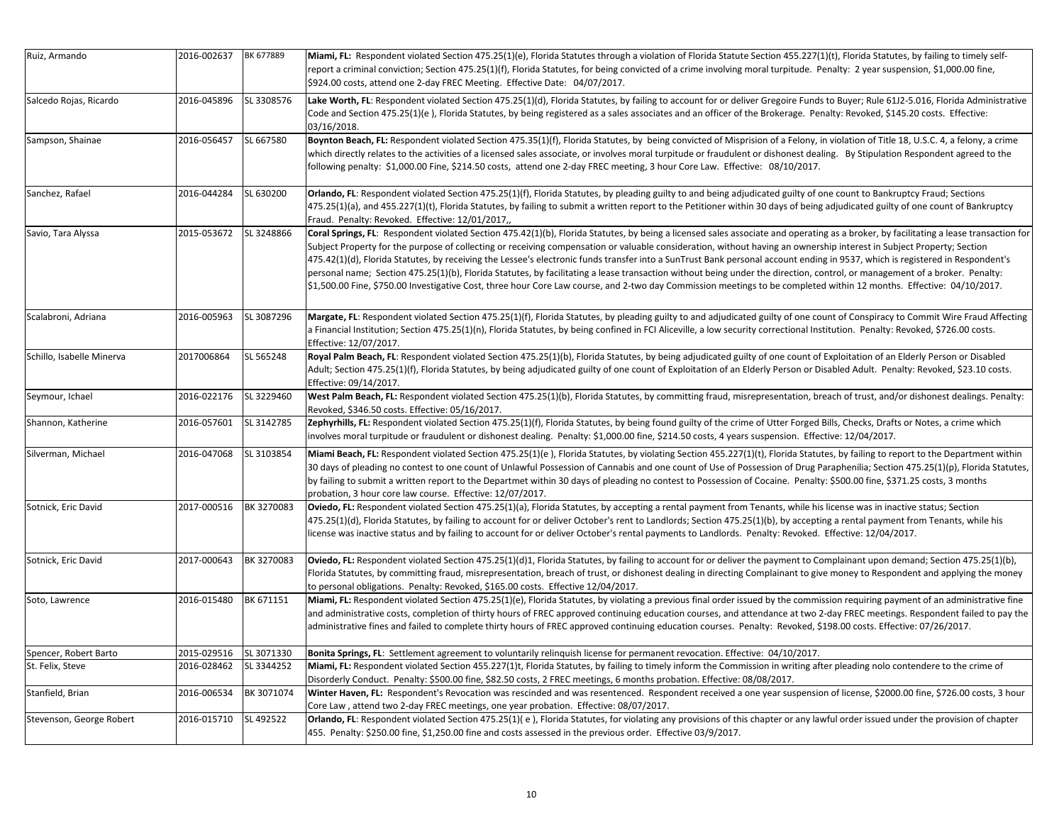| Ruiz, Armando | 2016-002637 | BK 677889 | **Miami, FL:** Respondent violated Section 475.25(1)(e), Florida Statutes through a violation of Florida Statute Section 455.227(1)(t), Florida Statutes, by failing to timely self-report a criminal conviction; Section 475.25(1)(f), Florida Statutes, for being convicted of a crime involving moral turpitude. Penalty: 2 year suspension, $1,000.00 fine, $924.00 costs, attend one 2-day FREC Meeting. Effective Date: 04/07/2017. |
|---|---|---|---|
| Salcedo Rojas, Ricardo | 2016-045896 | SL 3308576 | **Lake Worth, FL**: Respondent violated Section 475.25(1)(d), Florida Statutes, by failing to account for or deliver Gregoire Funds to Buyer; Rule 61J2-5.016, Florida Administrative Code and Section 475.25(1)(e ), Florida Statutes, by being registered as a sales associates and an officer of the Brokerage. Penalty: Revoked, $145.20 costs. Effective: 03/16/2018. |
| Sampson, Shainae | 2016-056457 | SL 667580 | **Boynton Beach, FL:** Respondent violated Section 475.35(1)(f), Florida Statutes, by being convicted of Misprision of a Felony, in violation of Title 18, U.S.C. 4, a felony, a crime which directly relates to the activities of a licensed sales associate, or involves moral turpitude or fraudulent or dishonest dealing. By Stipulation Respondent agreed to the following penalty: $1,000.00 Fine, $214.50 costs, attend one 2-day FREC meeting, 3 hour Core Law. Effective: 08/10/2017. |
| Sanchez, Rafael | 2016-044284 | SL 630200 | **Orlando, FL**: Respondent violated Section 475.25(1)(f), Florida Statutes, by pleading guilty to and being adjudicated guilty of one count to Bankruptcy Fraud; Sections 475.25(1)(a), and 455.227(1)(t), Florida Statutes, by failing to submit a written report to the Petitioner within 30 days of being adjudicated guilty of one count of Bankruptcy Fraud. Penalty: Revoked. Effective: 12/01/2017,, |
| Savio, Tara Alyssa | 2015-053672 | SL 3248866 | **Coral Springs, FL**: Respondent violated Section 475.42(1)(b), Florida Statutes, by being a licensed sales associate and operating as a broker, by facilitating a lease transaction for Subject Property for the purpose of collecting or receiving compensation or valuable consideration, without having an ownership interest in Subject Property; Section 475.42(1)(d), Florida Statutes, by receiving the Lessee's electronic funds transfer into a SunTrust Bank personal account ending in 9537, which is registered in Respondent's personal name; Section 475.25(1)(b), Florida Statutes, by facilitating a lease transaction without being under the direction, control, or management of a broker. Penalty: $1,500.00 Fine, $750.00 Investigative Cost, three hour Core Law course, and 2-two day Commission meetings to be completed within 12 months. Effective: 04/10/2017. |
| Scalabroni, Adriana | 2016-005963 | SL 3087296 | **Margate, FL**: Respondent violated Section 475.25(1)(f), Florida Statutes, by pleading guilty to and adjudicated guilty of one count of Conspiracy to Commit Wire Fraud Affecting a Financial Institution; Section 475.25(1)(n), Florida Statutes, by being confined in FCI Aliceville, a low security correctional Institution. Penalty: Revoked, $726.00 costs. Effective: 12/07/2017. |
| Schillo, Isabelle Minerva | 2017006864 | SL 565248 | **Royal Palm Beach, FL**: Respondent violated Section 475.25(1)(b), Florida Statutes, by being adjudicated guilty of one count of Exploitation of an Elderly Person or Disabled Adult; Section 475.25(1)(f), Florida Statutes, by being adjudicated guilty of one count of Exploitation of an Elderly Person or Disabled Adult. Penalty: Revoked, $23.10 costs. Effective: 09/14/2017. |
| Seymour, Ichael | 2016-022176 | SL 3229460 | **West Palm Beach, FL:** Respondent violated Section 475.25(1)(b), Florida Statutes, by committing fraud, misrepresentation, breach of trust, and/or dishonest dealings. Penalty: Revoked, $346.50 costs. Effective: 05/16/2017. |
| Shannon, Katherine | 2016-057601 | SL 3142785 | **Zephyrhills, FL:** Respondent violated Section 475.25(1)(f), Florida Statutes, by being found guilty of the crime of Utter Forged Bills, Checks, Drafts or Notes, a crime which involves moral turpitude or fraudulent or dishonest dealing. Penalty: $1,000.00 fine, $214.50 costs, 4 years suspension. Effective: 12/04/2017. |
| Silverman, Michael | 2016-047068 | SL 3103854 | **Miami Beach, FL:** Respondent violated Section 475.25(1)(e ), Florida Statutes, by violating Section 455.227(1)(t), Florida Statutes, by failing to report to the Department within 30 days of pleading no contest to one count of Unlawful Possession of Cannabis and one count of Use of Possession of Drug Paraphenilia; Section 475.25(1)(p), Florida Statutes, by failing to submit a written report to the Departmet within 30 days of pleading no contest to Possession of Cocaine. Penalty: $500.00 fine, $371.25 costs, 3 months probation, 3 hour core law course. Effective: 12/07/2017. |
| Sotnick, Eric David | 2017-000516 | BK 3270083 | **Oviedo, FL:** Respondent violated Section 475.25(1)(a), Florida Statutes, by accepting a rental payment from Tenants, while his license was in inactive status; Section 475.25(1)(d), Florida Statutes, by failing to account for or deliver October's rent to Landlords; Section 475.25(1)(b), by accepting a rental payment from Tenants, while his license was inactive status and by failing to account for or deliver October's rental payments to Landlords. Penalty: Revoked. Effective: 12/04/2017. |
| Sotnick, Eric David | 2017-000643 | BK 3270083 | **Oviedo, FL:** Respondent violated Section 475.25(1)(d)1, Florida Statutes, by failing to account for or deliver the payment to Complainant upon demand; Section 475.25(1)(b), Florida Statutes, by committing fraud, misrepresentation, breach of trust, or dishonest dealing in directing Complainant to give money to Respondent and applying the money to personal obligations. Penalty: Revoked, $165.00 costs. Effective 12/04/2017. |
| Soto, Lawrence | 2016-015480 | BK 671151 | **Miami, FL:** Respondent violated Section 475.25(1)(e), Florida Statutes, by violating a previous final order issued by the commission requiring payment of an administrative fine and administrative costs, completion of thirty hours of FREC approved continuing education courses, and attendance at two 2-day FREC meetings. Respondent failed to pay the administrative fines and failed to complete thirty hours of FREC approved continuing education courses. Penalty: Revoked, $198.00 costs. Effective: 07/26/2017. |
| Spencer, Robert Barto | 2015-029516 | SL 3071330 | **Bonita Springs, FL**: Settlement agreement to voluntarily relinquish license for permanent revocation. Effective: 04/10/2017. |
| St. Felix, Steve | 2016-028462 | SL 3344252 | **Miami, FL:** Respondent violated Section 455.227(1)t, Florida Statutes, by failing to timely inform the Commission in writing after pleading nolo contendere to the crime of Disorderly Conduct. Penalty: $500.00 fine, $82.50 costs, 2 FREC meetings, 6 months probation. Effective: 08/08/2017. |
| Stanfield, Brian | 2016-006534 | BK 3071074 | **Winter Haven, FL:** Respondent's Revocation was rescinded and was resentenced. Respondent received a one year suspension of license, $2000.00 fine, $726.00 costs, 3 hour Core Law , attend two 2-day FREC meetings, one year probation. Effective: 08/07/2017. |
| Stevenson, George Robert | 2016-015710 | SL 492522 | **Orlando, FL**: Respondent violated Section 475.25(1)( e ), Florida Statutes, for violating any provisions of this chapter or any lawful order issued under the provision of chapter 455. Penalty: $250.00 fine, $1,250.00 fine and costs assessed in the previous order. Effective 03/9/2017. |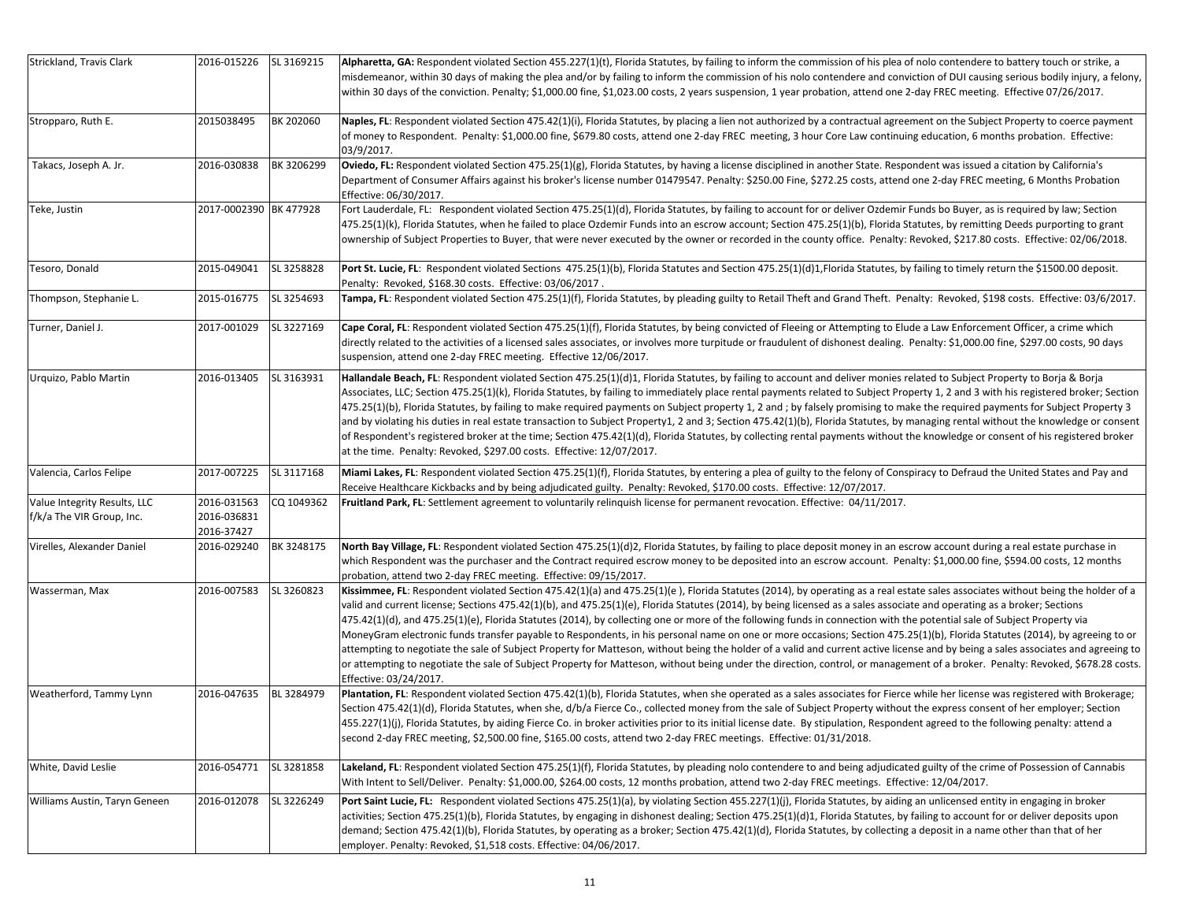| | | | |
|---|---|---|---|
| Strickland, Travis Clark | 2016-015226 | SL 3169215 | **Alpharetta, GA:** Respondent violated Section 455.227(1)(t), Florida Statutes, by failing to inform the commission of his plea of nolo contendere to battery touch or strike, a misdemeanor, within 30 days of making the plea and/or by failing to inform the commission of his nolo contendere and conviction of DUI causing serious bodily injury, a felony, within 30 days of the conviction. Penalty; $1,000.00 fine, $1,023.00 costs, 2 years suspension, 1 year probation, attend one 2-day FREC meeting. Effective 07/26/2017. |
| Stropparo, Ruth E. | 2015038495 | BK 202060 | **Naples, FL**: Respondent violated Section 475.42(1)(i), Florida Statutes, by placing a lien not authorized by a contractual agreement on the Subject Property to coerce payment of money to Respondent. Penalty: $1,000.00 fine, $679.80 costs, attend one 2-day FREC meeting, 3 hour Core Law continuing education, 6 months probation. Effective: 03/9/2017. |
| Takacs, Joseph A. Jr. | 2016-030838 | BK 3206299 | **Oviedo, FL:** Respondent violated Section 475.25(1)(g), Florida Statutes, by having a license disciplined in another State. Respondent was issued a citation by California's Department of Consumer Affairs against his broker's license number 01479547. Penalty: $250.00 Fine, $272.25 costs, attend one 2-day FREC meeting, 6 Months Probation Effective: 06/30/2017. |
| Teke, Justin | 2017-0002390 | BK 477928 | Fort Lauderdale, FL: Respondent violated Section 475.25(1)(d), Florida Statutes, by failing to account for or deliver Ozdemir Funds bo Buyer, as is required by law; Section 475.25(1)(k), Florida Statutes, when he failed to place Ozdemir Funds into an escrow account; Section 475.25(1)(b), Florida Statutes, by remitting Deeds purporting to grant ownership of Subject Properties to Buyer, that were never executed by the owner or recorded in the county office. Penalty: Revoked, $217.80 costs. Effective: 02/06/2018. |
| Tesoro, Donald | 2015-049041 | SL 3258828 | **Port St. Lucie, FL**: Respondent violated Sections 475.25(1)(b), Florida Statutes and Section 475.25(1)(d)1,Florida Statutes, by failing to timely return the $1500.00 deposit. Penalty: Revoked, $168.30 costs. Effective: 03/06/2017 . |
| Thompson, Stephanie L. | 2015-016775 | SL 3254693 | **Tampa, FL**: Respondent violated Section 475.25(1)(f), Florida Statutes, by pleading guilty to Retail Theft and Grand Theft. Penalty: Revoked, $198 costs. Effective: 03/6/2017. |
| Turner, Daniel J. | 2017-001029 | SL 3227169 | **Cape Coral, FL**: Respondent violated Section 475.25(1)(f), Florida Statutes, by being convicted of Fleeing or Attempting to Elude a Law Enforcement Officer, a crime which directly related to the activities of a licensed sales associates, or involves more turpitude or fraudulent of dishonest dealing. Penalty: $1,000.00 fine, $297.00 costs, 90 days suspension, attend one 2-day FREC meeting. Effective 12/06/2017. |
| Urquizo, Pablo Martin | 2016-013405 | SL 3163931 | **Hallandale Beach, FL**: Respondent violated Section 475.25(1)(d)1, Florida Statutes, by failing to account and deliver monies related to Subject Property to Borja & Borja Associates, LLC; Section 475.25(1)(k), Florida Statutes, by failing to immediately place rental payments related to Subject Property 1, 2 and 3 with his registered broker; Section 475.25(1)(b), Florida Statutes, by failing to make required payments on Subject property 1, 2 and ; by falsely promising to make the required payments for Subject Property 3 and by violating his duties in real estate transaction to Subject Property1, 2 and 3; Section 475.42(1)(b), Florida Statutes, by managing rental without the knowledge or consent of Respondent's registered broker at the time; Section 475.42(1)(d), Florida Statutes, by collecting rental payments without the knowledge or consent of his registered broker at the time. Penalty: Revoked, $297.00 costs. Effective: 12/07/2017. |
| Valencia, Carlos Felipe | 2017-007225 | SL 3117168 | **Miami Lakes, FL**: Respondent violated Section 475.25(1)(f), Florida Statutes, by entering a plea of guilty to the felony of Conspiracy to Defraud the United States and Pay and Receive Healthcare Kickbacks and by being adjudicated guilty. Penalty: Revoked, $170.00 costs. Effective: 12/07/2017. |
| Value Integrity Results, LLC f/k/a The VIR Group, Inc. | 2016-031563 2016-036831 2016-37427 | CQ 1049362 | **Fruitland Park, FL**: Settlement agreement to voluntarily relinquish license for permanent revocation. Effective: 04/11/2017. |
| Virelles, Alexander Daniel | 2016-029240 | BK 3248175 | **North Bay Village, FL**: Respondent violated Section 475.25(1)(d)2, Florida Statutes, by failing to place deposit money in an escrow account during a real estate purchase in which Respondent was the purchaser and the Contract required escrow money to be deposited into an escrow account. Penalty: $1,000.00 fine, $594.00 costs, 12 months probation, attend two 2-day FREC meeting. Effective: 09/15/2017. |
| Wasserman, Max | 2016-007583 | SL 3260823 | **Kissimmee, FL**: Respondent violated Section 475.42(1)(a) and 475.25(1)(e ), Florida Statutes (2014), by operating as a real estate sales associates without being the holder of a valid and current license; Sections 475.42(1)(b), and 475.25(1)(e), Florida Statutes (2014), by being licensed as a sales associate and operating as a broker; Sections 475.42(1)(d), and 475.25(1)(e), Florida Statutes (2014), by collecting one or more of the following funds in connection with the potential sale of Subject Property via MoneyGram electronic funds transfer payable to Respondents, in his personal name on one or more occasions; Section 475.25(1)(b), Florida Statutes (2014), by agreeing to or attempting to negotiate the sale of Subject Property for Matteson, without being the holder of a valid and current active license and by being a sales associates and agreeing to or attempting to negotiate the sale of Subject Property for Matteson, without being under the direction, control, or management of a broker. Penalty: Revoked, $678.28 costs. Effective: 03/24/2017. |
| Weatherford, Tammy Lynn | 2016-047635 | BL 3284979 | **Plantation, FL**: Respondent violated Section 475.42(1)(b), Florida Statutes, when she operated as a sales associates for Fierce while her license was registered with Brokerage; Section 475.42(1)(d), Florida Statutes, when she, d/b/a Fierce Co., collected money from the sale of Subject Property without the express consent of her employer; Section 455.227(1)(j), Florida Statutes, by aiding Fierce Co. in broker activities prior to its initial license date. By stipulation, Respondent agreed to the following penalty: attend a second 2-day FREC meeting, $2,500.00 fine, $165.00 costs, attend two 2-day FREC meetings. Effective: 01/31/2018. |
| White, David Leslie | 2016-054771 | SL 3281858 | **Lakeland, FL**: Respondent violated Section 475.25(1)(f), Florida Statutes, by pleading nolo contendere to and being adjudicated guilty of the crime of Possession of Cannabis With Intent to Sell/Deliver. Penalty: $1,000.00, $264.00 costs, 12 months probation, attend two 2-day FREC meetings. Effective: 12/04/2017. |
| Williams Austin, Taryn Geneen | 2016-012078 | SL 3226249 | **Port Saint Lucie, FL:** Respondent violated Sections 475.25(1)(a), by violating Section 455.227(1)(j), Florida Statutes, by aiding an unlicensed entity in engaging in broker activities; Section 475.25(1)(b), Florida Statutes, by engaging in dishonest dealing; Section 475.25(1)(d)1, Florida Statutes, by failing to account for or deliver deposits upon demand; Section 475.42(1)(b), Florida Statutes, by operating as a broker; Section 475.42(1)(d), Florida Statutes, by collecting a deposit in a name other than that of her employer. Penalty: Revoked, $1,518 costs. Effective: 04/06/2017. |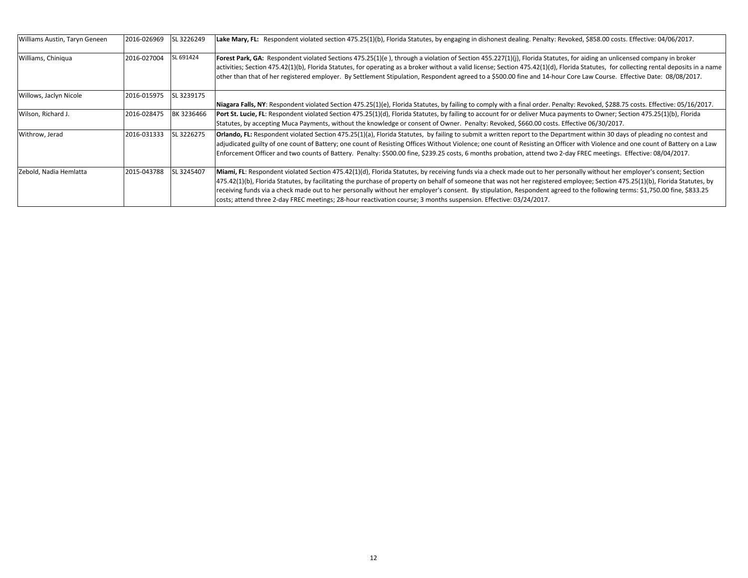| | | | |
|---|---|---|---|
| Williams Austin, Taryn Geneen | 2016-026969 | SL 3226249 | **Lake Mary, FL:** Respondent violated section 475.25(1)(b), Florida Statutes, by engaging in dishonest dealing. Penalty: Revoked, $858.00 costs. Effective: 04/06/2017. |
| Williams, Chiniqua | 2016-027004 | SL 691424 | **Forest Park, GA:** Respondent violated Sections 475.25(1)(e ), through a violation of Section 455.227(1)(j), Florida Statutes, for aiding an unlicensed company in broker activities; Section 475.42(1)(b), Florida Statutes, for operating as a broker without a valid license; Section 475.42(1)(d), Florida Statutes, for collecting rental deposits in a name other than that of her registered employer. By Settlement Stipulation, Respondent agreed to a $500.00 fine and 14-hour Core Law Course. Effective Date: 08/08/2017. |
| Willows, Jaclyn Nicole | 2016-015975 | SL 3239175 | **Niagara Falls, NY**: Respondent violated Section 475.25(1)(e), Florida Statutes, by failing to comply with a final order. Penalty: Revoked, $288.75 costs. Effective: 05/16/2017. |
| Wilson, Richard J. | 2016-028475 | BK 3236466 | **Port St. Lucie, FL**: Respondent violated Section 475.25(1)(d), Florida Statutes, by failing to account for or deliver Muca payments to Owner; Section 475.25(1)(b), Florida Statutes, by accepting Muca Payments, without the knowledge or consent of Owner. Penalty: Revoked, $660.00 costs. Effective 06/30/2017. |
| Withrow, Jerad | 2016-031333 | SL 3226275 | **Orlando, FL:** Respondent violated Section 475.25(1)(a), Florida Statutes, by failing to submit a written report to the Department within 30 days of pleading no contest and adjudicated guilty of one count of Battery; one count of Resisting Offices Without Violence; one count of Resisting an Officer with Violence and one count of Battery on a Law Enforcement Officer and two counts of Battery. Penalty: $500.00 fine, $239.25 costs, 6 months probation, attend two 2-day FREC meetings. Effective: 08/04/2017. |
| Zebold, Nadia Hemlatta | 2015-043788 | SL 3245407 | **Miami, FL**: Respondent violated Section 475.42(1)(d), Florida Statutes, by receiving funds via a check made out to her personally without her employer's consent; Section 475.42(1)(b), Florida Statutes, by facilitating the purchase of property on behalf of someone that was not her registered employee; Section 475.25(1)(b), Florida Statutes, by receiving funds via a check made out to her personally without her employer's consent. By stipulation, Respondent agreed to the following terms: $1,750.00 fine, $833.25 costs; attend three 2-day FREC meetings; 28-hour reactivation course; 3 months suspension. Effective: 03/24/2017. |